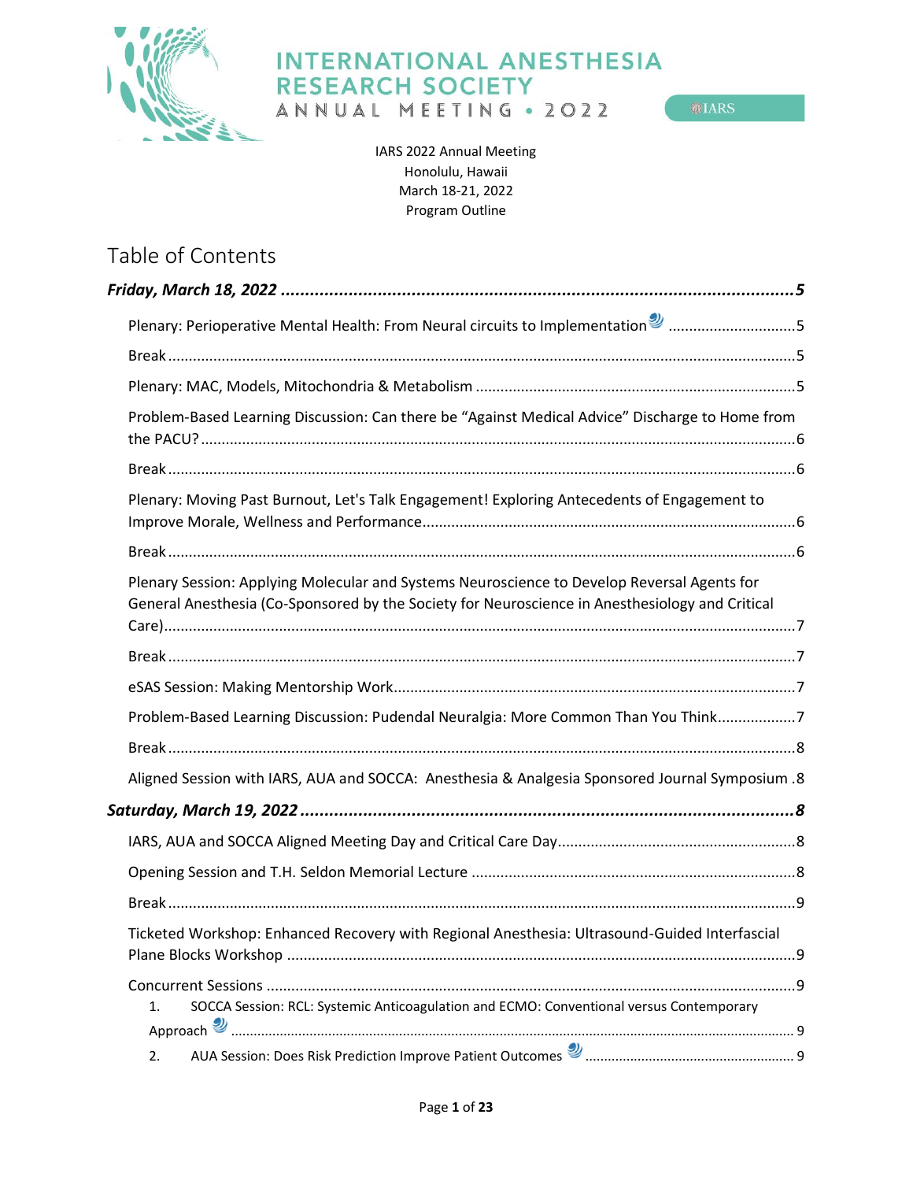# INTERNATIONAL ANESTHESIA RESEARCH SOCIETY
ANNUAL MEETING • 2022

IARS

IARS 2022 Annual Meeting
Honolulu, Hawaii
March 18-21, 2022
Program Outline

## Table of Contents

***Friday, March 18, 2022*** ..........5

- Plenary: Perioperative Mental Health: From Neural circuits to Implementation ..........5
- Break ..........5
- Plenary: MAC, Models, Mitochondria & Metabolism ..........5
- Problem-Based Learning Discussion: Can there be "Against Medical Advice" Discharge to Home from the PACU? ..........6
- Break ..........6
- Plenary: Moving Past Burnout, Let's Talk Engagement! Exploring Antecedents of Engagement to Improve Morale, Wellness and Performance ..........6
- Break ..........6
- Plenary Session: Applying Molecular and Systems Neuroscience to Develop Reversal Agents for General Anesthesia (Co-Sponsored by the Society for Neuroscience in Anesthesiology and Critical Care) ..........7
- Break ..........7
- eSAS Session: Making Mentorship Work ..........7
- Problem-Based Learning Discussion: Pudendal Neuralgia: More Common Than You Think ..........7
- Break ..........8
- Aligned Session with IARS, AUA and SOCCA: Anesthesia & Analgesia Sponsored Journal Symposium ..........8

***Saturday, March 19, 2022*** ..........8

- IARS, AUA and SOCCA Aligned Meeting Day and Critical Care Day ..........8
- Opening Session and T.H. Seldon Memorial Lecture ..........8
- Break ..........9
- Ticketed Workshop: Enhanced Recovery with Regional Anesthesia: Ultrasound-Guided Interfascial Plane Blocks Workshop ..........9
- Concurrent Sessions ..........9
  1. SOCCA Session: RCL: Systemic Anticoagulation and ECMO: Conventional versus Contemporary Approach ..........9
  2. AUA Session: Does Risk Prediction Improve Patient Outcomes ..........9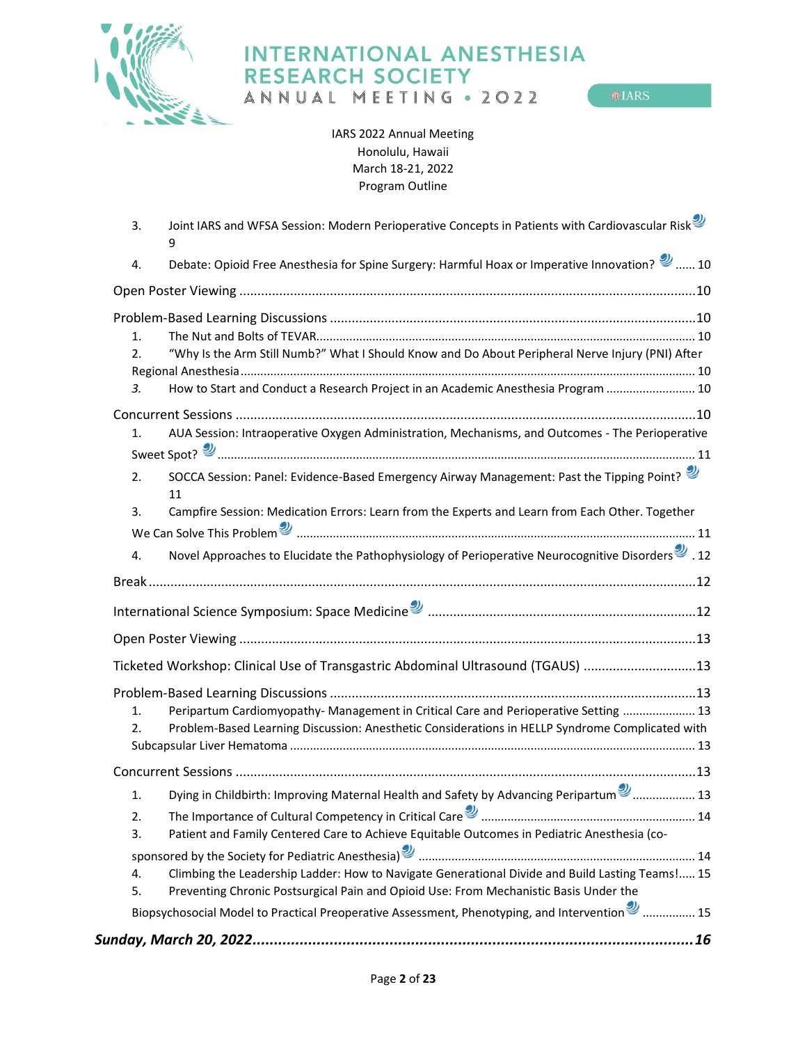IARS 2022 Annual Meeting
Honolulu, Hawaii
March 18-21, 2022
Program Outline

3. Joint IARS and WFSA Session: Modern Perioperative Concepts in Patients with Cardiovascular Risk 9
4. Debate: Opioid Free Anesthesia for Spine Surgery: Harmful Hoax or Imperative Innovation? ...... 10

Open Poster Viewing ....................................................................................................................10

Problem-Based Learning Discussions ..........................................................................................10

1. The Nut and Bolts of TEVAR................................................................................................. 10
2. "Why Is the Arm Still Numb?" What I Should Know and Do About Peripheral Nerve Injury (PNI) After Regional Anesthesia ........................................................................................................ 10
3. How to Start and Conduct a Research Project in an Academic Anesthesia Program ........................... 10

Concurrent Sessions .....................................................................................................................10

1. AUA Session: Intraoperative Oxygen Administration, Mechanisms, and Outcomes - The Perioperative Sweet Spot? ........................................................................................................... 11
2. SOCCA Session: Panel: Evidence-Based Emergency Airway Management: Past the Tipping Point? 11
3. Campfire Session: Medication Errors: Learn from the Experts and Learn from Each Other. Together We Can Solve This Problem ........................................................................................ 11
4. Novel Approaches to Elucidate the Pathophysiology of Perioperative Neurocognitive Disorders . 12

Break ............................................................................................................................................12

International Science Symposium: Space Medicine .....................................................................12

Open Poster Viewing ....................................................................................................................13

Ticketed Workshop: Clinical Use of Transgastric Abdominal Ultrasound (TGAUS) ...............................13

Problem-Based Learning Discussions ..........................................................................................13

1. Peripartum Cardiomyopathy- Management in Critical Care and Perioperative Setting ...................... 13
2. Problem-Based Learning Discussion: Anesthetic Considerations in HELLP Syndrome Complicated with Subcapsular Liver Hematoma .................................................................................................... 13

Concurrent Sessions .....................................................................................................................13

1. Dying in Childbirth: Improving Maternal Health and Safety by Advancing Peripartum .................. 13
2. The Importance of Cultural Competency in Critical Care ................................................................ 14
3. Patient and Family Centered Care to Achieve Equitable Outcomes in Pediatric Anesthesia (co-sponsored by the Society for Pediatric Anesthesia) ................................................................... 14
4. Climbing the Leadership Ladder: How to Navigate Generational Divide and Build Lasting Teams!..... 15
5. Preventing Chronic Postsurgical Pain and Opioid Use: From Mechanistic Basis Under the Biopsychosocial Model to Practical Preoperative Assessment, Phenotyping, and Intervention ................ 15

***Sunday, March 20, 2022.........................................................................................................16***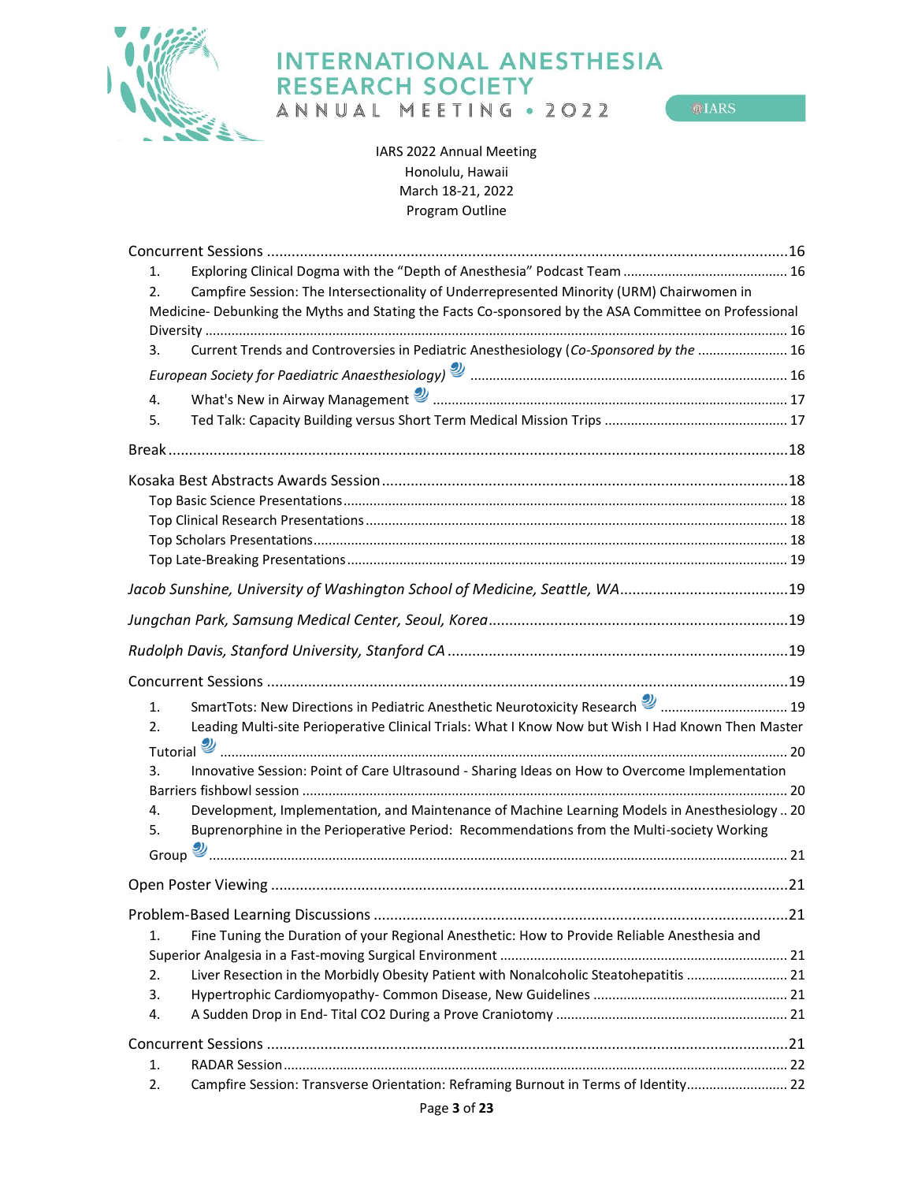IARS 2022 Annual Meeting
Honolulu, Hawaii
March 18-21, 2022
Program Outline

Concurrent Sessions ..... 16

1. Exploring Clinical Dogma with the "Depth of Anesthesia" Podcast Team ..... 16
2. Campfire Session: The Intersectionality of Underrepresented Minority (URM) Chairwomen in Medicine- Debunking the Myths and Stating the Facts Co-sponsored by the ASA Committee on Professional Diversity ..... 16
3. Current Trends and Controversies in Pediatric Anesthesiology (*Co-Sponsored by the* ..... 16
   *European Society for Paediatric Anaesthesiology)* ..... 16
4. What's New in Airway Management ..... 17
5. Ted Talk: Capacity Building versus Short Term Medical Mission Trips ..... 17

Break ..... 18

Kosaka Best Abstracts Awards Session ..... 18

Top Basic Science Presentations ..... 18
Top Clinical Research Presentations ..... 18
Top Scholars Presentations ..... 18
Top Late-Breaking Presentations ..... 19

*Jacob Sunshine, University of Washington School of Medicine, Seattle, WA* ..... 19

*Jungchan Park, Samsung Medical Center, Seoul, Korea* ..... 19

*Rudolph Davis, Stanford University, Stanford CA* ..... 19

Concurrent Sessions ..... 19

1. SmartTots: New Directions in Pediatric Anesthetic Neurotoxicity Research ..... 19
2. Leading Multi-site Perioperative Clinical Trials: What I Know Now but Wish I Had Known Then Master Tutorial ..... 20
3. Innovative Session: Point of Care Ultrasound - Sharing Ideas on How to Overcome Implementation Barriers fishbowl session ..... 20
4. Development, Implementation, and Maintenance of Machine Learning Models in Anesthesiology .. 20
5. Buprenorphine in the Perioperative Period: Recommendations from the Multi-society Working Group ..... 21

Open Poster Viewing ..... 21

Problem-Based Learning Discussions ..... 21

1. Fine Tuning the Duration of your Regional Anesthetic: How to Provide Reliable Anesthesia and Superior Analgesia in a Fast-moving Surgical Environment ..... 21
2. Liver Resection in the Morbidly Obesity Patient with Nonalcoholic Steatohepatitis ..... 21
3. Hypertrophic Cardiomyopathy- Common Disease, New Guidelines ..... 21
4. A Sudden Drop in End- Tital CO2 During a Prove Craniotomy ..... 21

Concurrent Sessions ..... 21

1. RADAR Session ..... 22
2. Campfire Session: Transverse Orientation: Reframing Burnout in Terms of Identity ..... 22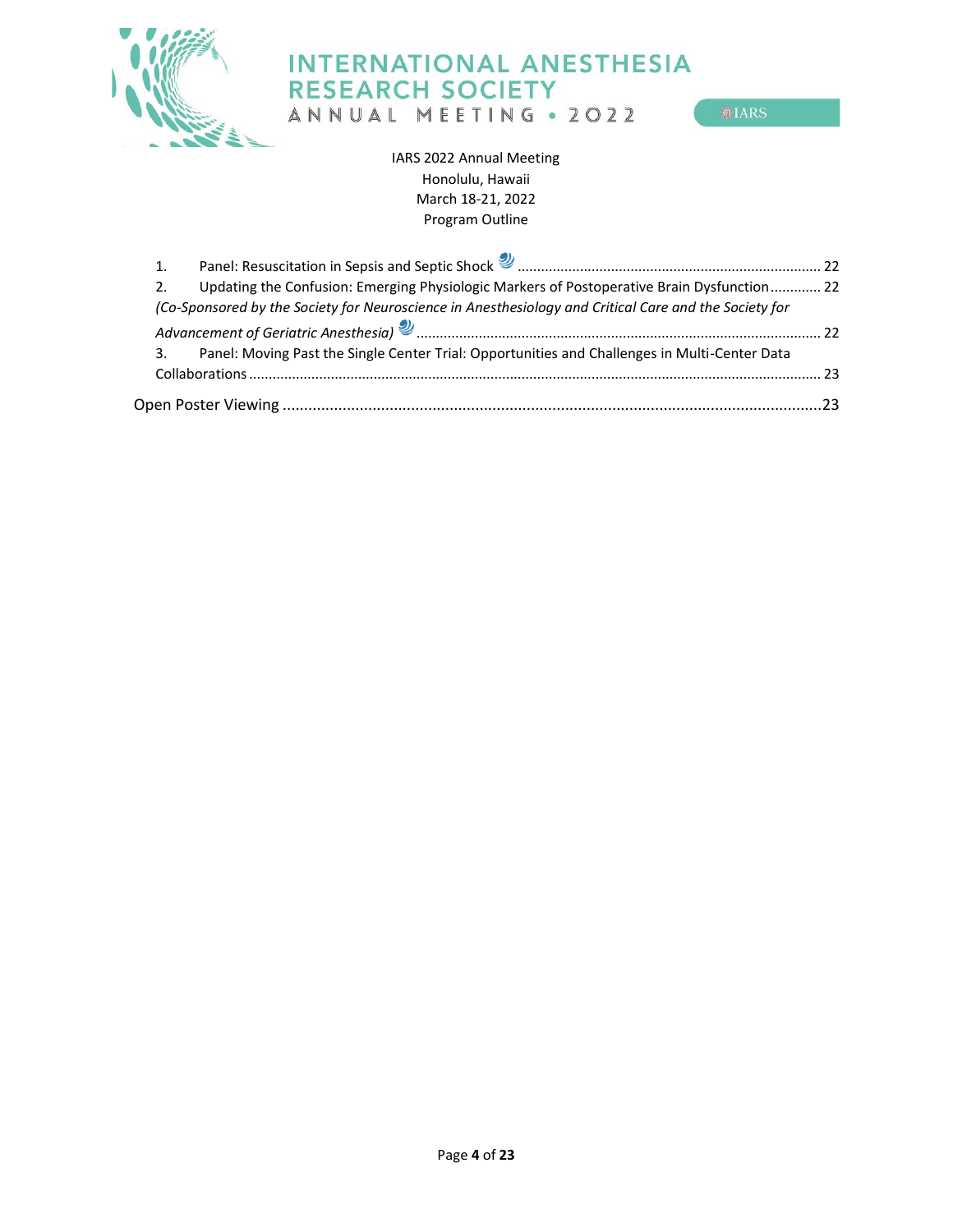IARS 2022 Annual Meeting
Honolulu, Hawaii
March 18-21, 2022
Program Outline

1. Panel: Resuscitation in Sepsis and Septic Shock ............................................................................ 22
2. Updating the Confusion: Emerging Physiologic Markers of Postoperative Brain Dysfunction ............ 22
*(Co-Sponsored by the Society for Neuroscience in Anesthesiology and Critical Care and the Society for Advancement of Geriatric Anesthesia)* ...................................................................................................... 22
3. Panel: Moving Past the Single Center Trial: Opportunities and Challenges in Multi-Center Data Collaborations ................................................................................................................................... 23

Open Poster Viewing ............................................................................................................................23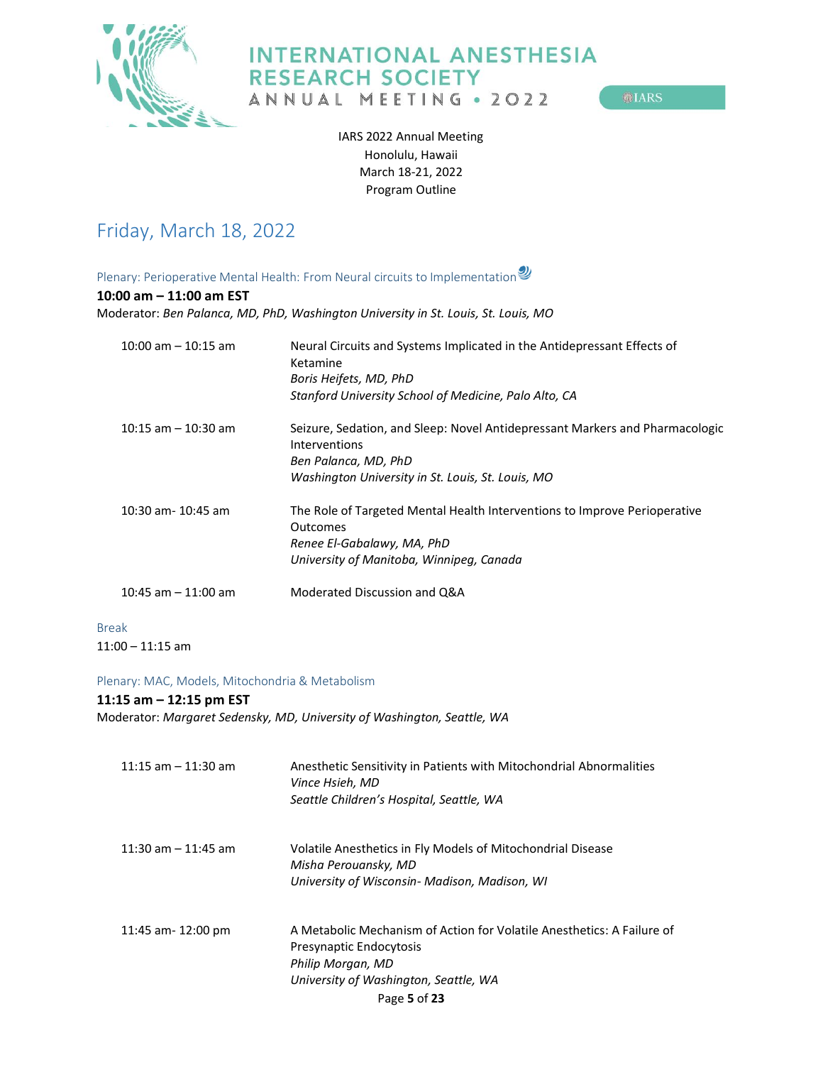IARS 2022 Annual Meeting
Honolulu, Hawaii
March 18-21, 2022
Program Outline

## Friday, March 18, 2022

### Plenary: Perioperative Mental Health: From Neural circuits to Implementation

**10:00 am – 11:00 am EST**
Moderator: *Ben Palanca, MD, PhD, Washington University in St. Louis, St. Louis, MO*

| | |
|---|---|
| 10:00 am – 10:15 am | Neural Circuits and Systems Implicated in the Antidepressant Effects of Ketamine<br>*Boris Heifets, MD, PhD*<br>*Stanford University School of Medicine, Palo Alto, CA* |
| 10:15 am – 10:30 am | Seizure, Sedation, and Sleep: Novel Antidepressant Markers and Pharmacologic Interventions<br>*Ben Palanca, MD, PhD*<br>*Washington University in St. Louis, St. Louis, MO* |
| 10:30 am- 10:45 am | The Role of Targeted Mental Health Interventions to Improve Perioperative Outcomes<br>*Renee El-Gabalawy, MA, PhD*<br>*University of Manitoba, Winnipeg, Canada* |
| 10:45 am – 11:00 am | Moderated Discussion and Q&A |

### Break

11:00 – 11:15 am

### Plenary: MAC, Models, Mitochondria & Metabolism

**11:15 am – 12:15 pm EST**
Moderator: *Margaret Sedensky, MD, University of Washington, Seattle, WA*

| | |
|---|---|
| 11:15 am – 11:30 am | Anesthetic Sensitivity in Patients with Mitochondrial Abnormalities<br>*Vince Hsieh, MD*<br>*Seattle Children's Hospital, Seattle, WA* |
| 11:30 am – 11:45 am | Volatile Anesthetics in Fly Models of Mitochondrial Disease<br>*Misha Perouansky, MD*<br>*University of Wisconsin- Madison, Madison, WI* |
| 11:45 am- 12:00 pm | A Metabolic Mechanism of Action for Volatile Anesthetics: A Failure of Presynaptic Endocytosis<br>*Philip Morgan, MD*<br>*University of Washington, Seattle, WA* |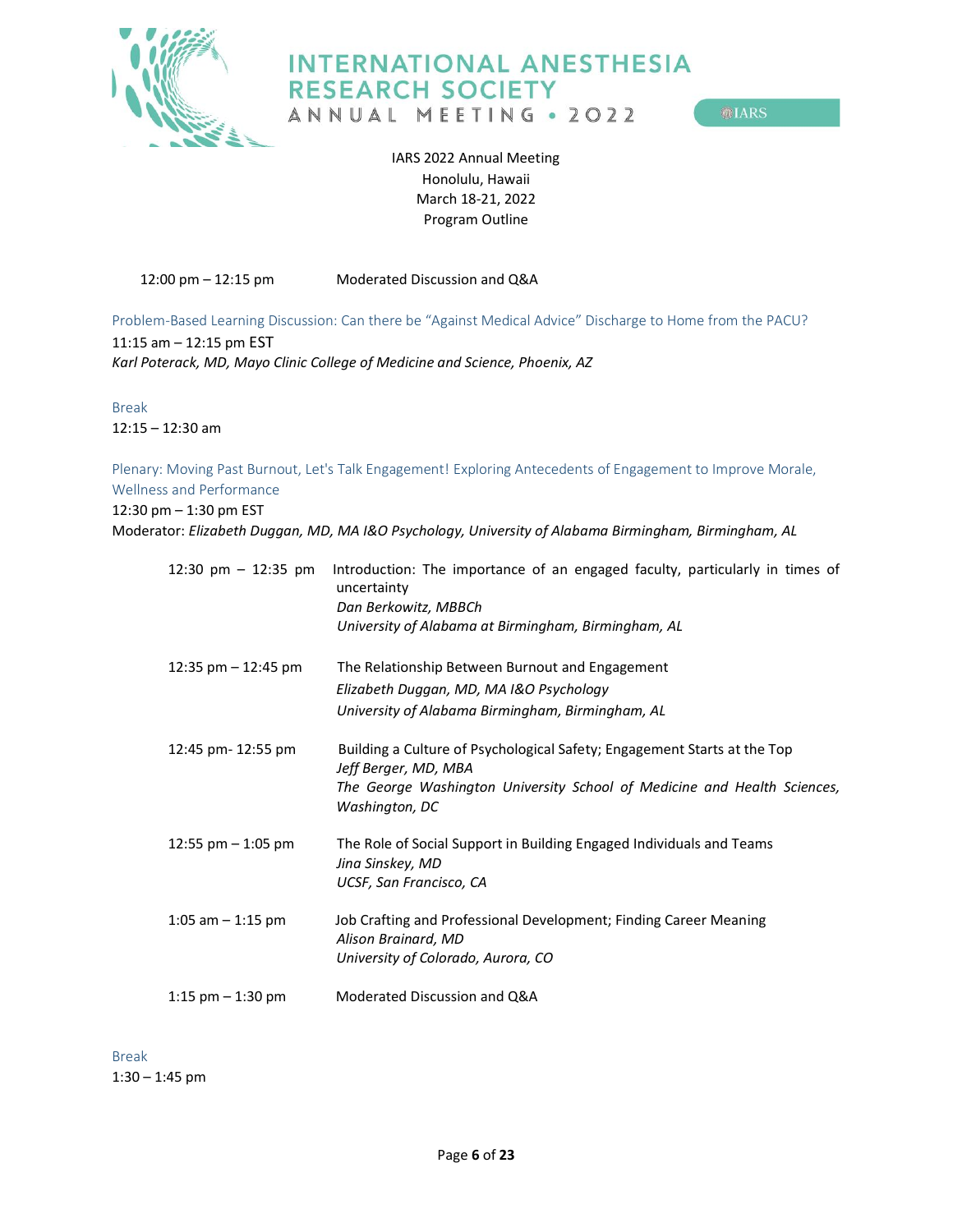IARS 2022 Annual Meeting
Honolulu, Hawaii
March 18-21, 2022
Program Outline

| | |
|---|---|
| 12:00 pm – 12:15 pm | Moderated Discussion and Q&A |

### Problem-Based Learning Discussion: Can there be "Against Medical Advice" Discharge to Home from the PACU?

11:15 am – 12:15 pm EST

*Karl Poterack, MD, Mayo Clinic College of Medicine and Science, Phoenix, AZ*

### Break

12:15 – 12:30 am

### Plenary: Moving Past Burnout, Let's Talk Engagement! Exploring Antecedents of Engagement to Improve Morale, Wellness and Performance

12:30 pm – 1:30 pm EST

Moderator: *Elizabeth Duggan, MD, MA I&O Psychology, University of Alabama Birmingham, Birmingham, AL*

| | |
|---|---|
| 12:30 pm – 12:35 pm | Introduction: The importance of an engaged faculty, particularly in times of uncertainty<br>*Dan Berkowitz, MBBCh*<br>*University of Alabama at Birmingham, Birmingham, AL* |
| 12:35 pm – 12:45 pm | The Relationship Between Burnout and Engagement<br>*Elizabeth Duggan, MD, MA I&O Psychology*<br>*University of Alabama Birmingham, Birmingham, AL* |
| 12:45 pm- 12:55 pm | Building a Culture of Psychological Safety; Engagement Starts at the Top<br>*Jeff Berger, MD, MBA*<br>*The George Washington University School of Medicine and Health Sciences, Washington, DC* |
| 12:55 pm – 1:05 pm | The Role of Social Support in Building Engaged Individuals and Teams<br>*Jina Sinskey, MD*<br>*UCSF, San Francisco, CA* |
| 1:05 am – 1:15 pm | Job Crafting and Professional Development; Finding Career Meaning<br>*Alison Brainard, MD*<br>*University of Colorado, Aurora, CO* |
| 1:15 pm – 1:30 pm | Moderated Discussion and Q&A |

### Break

1:30 – 1:45 pm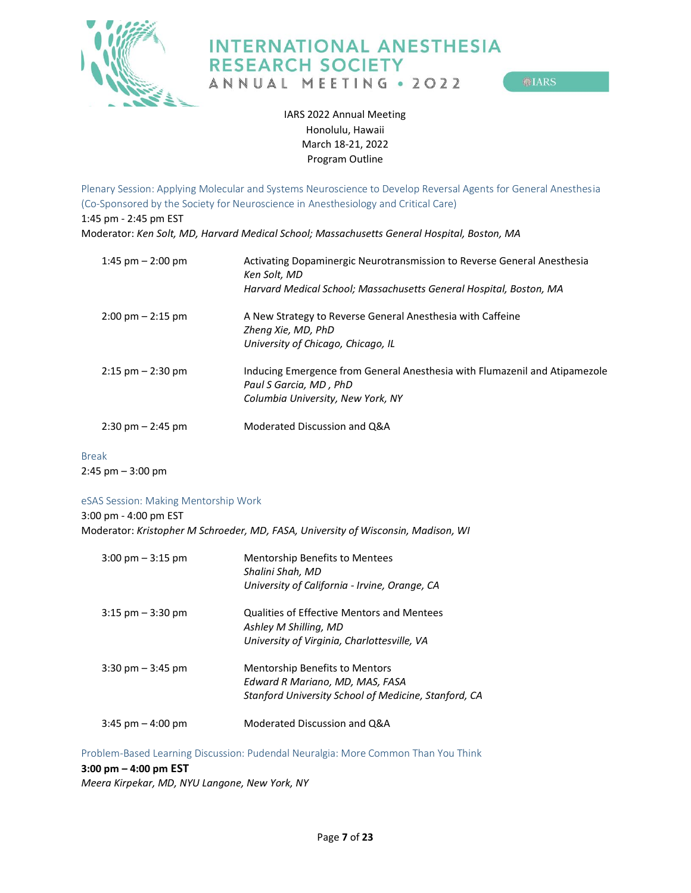# INTERNATIONAL ANESTHESIA RESEARCH SOCIETY
## ANNUAL MEETING • 2022

IARS 2022 Annual Meeting
Honolulu, Hawaii
March 18-21, 2022
Program Outline

### Plenary Session: Applying Molecular and Systems Neuroscience to Develop Reversal Agents for General Anesthesia (Co-Sponsored by the Society for Neuroscience in Anesthesiology and Critical Care)

1:45 pm - 2:45 pm EST
Moderator: *Ken Solt, MD, Harvard Medical School; Massachusetts General Hospital, Boston, MA*

| | |
|---|---|
| 1:45 pm – 2:00 pm | Activating Dopaminergic Neurotransmission to Reverse General Anesthesia<br>*Ken Solt, MD*<br>*Harvard Medical School; Massachusetts General Hospital, Boston, MA* |
| 2:00 pm – 2:15 pm | A New Strategy to Reverse General Anesthesia with Caffeine<br>*Zheng Xie, MD, PhD*<br>*University of Chicago, Chicago, IL* |
| 2:15 pm – 2:30 pm | Inducing Emergence from General Anesthesia with Flumazenil and Atipamezole<br>*Paul S Garcia, MD , PhD*<br>*Columbia University, New York, NY* |
| 2:30 pm – 2:45 pm | Moderated Discussion and Q&A |

### Break

2:45 pm – 3:00 pm

### eSAS Session: Making Mentorship Work

3:00 pm - 4:00 pm EST
Moderator: *Kristopher M Schroeder, MD, FASA, University of Wisconsin, Madison, WI*

| | |
|---|---|
| 3:00 pm – 3:15 pm | Mentorship Benefits to Mentees<br>*Shalini Shah, MD*<br>*University of California - Irvine, Orange, CA* |
| 3:15 pm – 3:30 pm | Qualities of Effective Mentors and Mentees<br>*Ashley M Shilling, MD*<br>*University of Virginia, Charlottesville, VA* |
| 3:30 pm – 3:45 pm | Mentorship Benefits to Mentors<br>*Edward R Mariano, MD, MAS, FASA*<br>*Stanford University School of Medicine, Stanford, CA* |
| 3:45 pm – 4:00 pm | Moderated Discussion and Q&A |

### Problem-Based Learning Discussion: Pudendal Neuralgia: More Common Than You Think

**3:00 pm – 4:00 pm EST**
*Meera Kirpekar, MD, NYU Langone, New York, NY*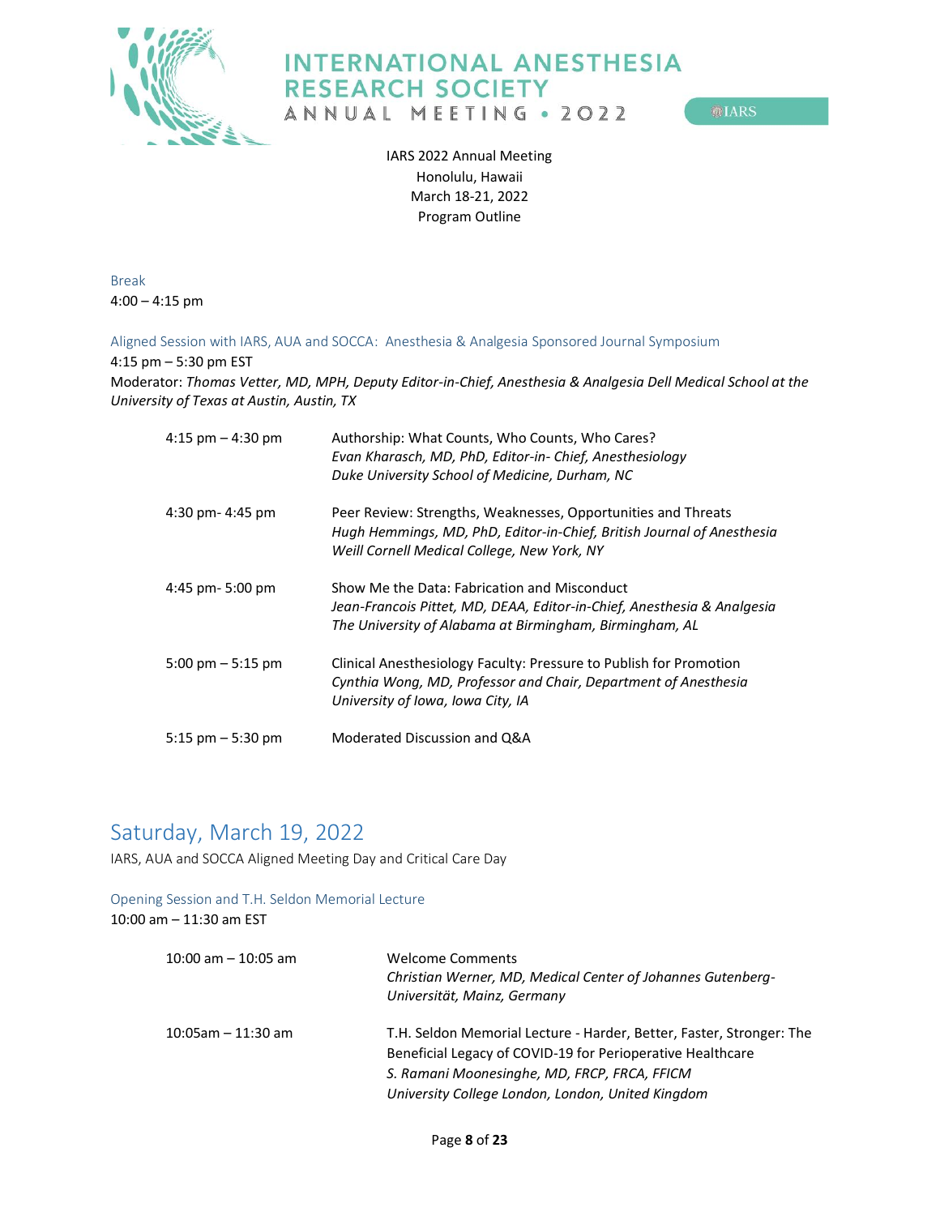Break

4:00 – 4:15 pm

Aligned Session with IARS, AUA and SOCCA: Anesthesia & Analgesia Sponsored Journal Symposium

4:15 pm – 5:30 pm EST

Moderator: *Thomas Vetter, MD, MPH, Deputy Editor-in-Chief, Anesthesia & Analgesia Dell Medical School at the University of Texas at Austin, Austin, TX*

| | |
|---|---|
| 4:15 pm – 4:30 pm | Authorship: What Counts, Who Counts, Who Cares?<br>*Evan Kharasch, MD, PhD, Editor-in- Chief, Anesthesiology*<br>*Duke University School of Medicine, Durham, NC* |
| 4:30 pm- 4:45 pm | Peer Review: Strengths, Weaknesses, Opportunities and Threats<br>*Hugh Hemmings, MD, PhD, Editor-in-Chief, British Journal of Anesthesia*<br>*Weill Cornell Medical College, New York, NY* |
| 4:45 pm- 5:00 pm | Show Me the Data: Fabrication and Misconduct<br>*Jean-Francois Pittet, MD, DEAA, Editor-in-Chief, Anesthesia & Analgesia*<br>*The University of Alabama at Birmingham, Birmingham, AL* |
| 5:00 pm – 5:15 pm | Clinical Anesthesiology Faculty: Pressure to Publish for Promotion<br>*Cynthia Wong, MD, Professor and Chair, Department of Anesthesia*<br>*University of Iowa, Iowa City, IA* |
| 5:15 pm – 5:30 pm | Moderated Discussion and Q&A |

## Saturday, March 19, 2022

IARS, AUA and SOCCA Aligned Meeting Day and Critical Care Day

Opening Session and T.H. Seldon Memorial Lecture

10:00 am – 11:30 am EST

| | |
|---|---|
| 10:00 am – 10:05 am | Welcome Comments<br>*Christian Werner, MD, Medical Center of Johannes Gutenberg-Universität, Mainz, Germany* |
| 10:05am – 11:30 am | T.H. Seldon Memorial Lecture - Harder, Better, Faster, Stronger: The Beneficial Legacy of COVID-19 for Perioperative Healthcare<br>*S. Ramani Moonesinghe, MD, FRCP, FRCA, FFICM*<br>*University College London, London, United Kingdom* |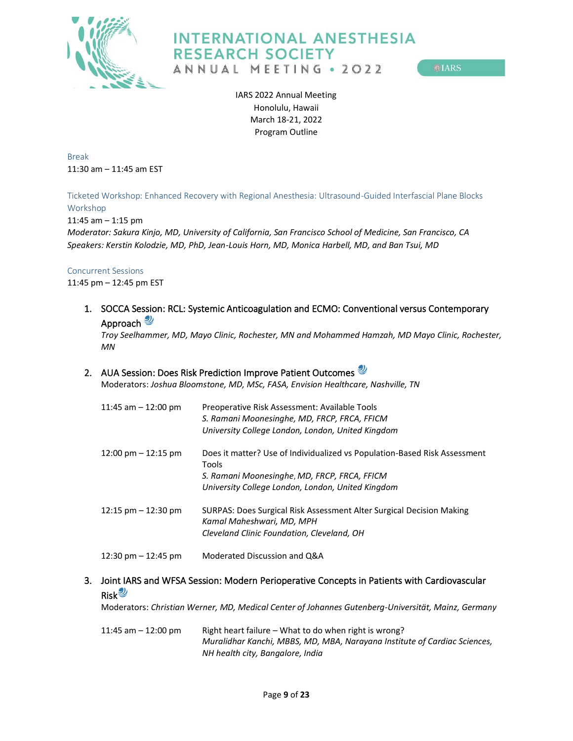IARS 2022 Annual Meeting
Honolulu, Hawaii
March 18-21, 2022
Program Outline

Break
11:30 am – 11:45 am EST

Ticketed Workshop: Enhanced Recovery with Regional Anesthesia: Ultrasound-Guided Interfascial Plane Blocks Workshop
11:45 am – 1:15 pm
*Moderator: Sakura Kinjo, MD, University of California, San Francisco School of Medicine, San Francisco, CA*
*Speakers: Kerstin Kolodzie, MD, PhD, Jean-Louis Horn, MD, Monica Harbell, MD, and Ban Tsui, MD*

Concurrent Sessions
11:45 pm – 12:45 pm EST

1. SOCCA Session: RCL: Systemic Anticoagulation and ECMO: Conventional versus Contemporary Approach
   *Troy Seelhammer, MD, Mayo Clinic, Rochester, MN and Mohammed Hamzah, MD Mayo Clinic, Rochester, MN*

2. AUA Session: Does Risk Prediction Improve Patient Outcomes
   Moderators: *Joshua Bloomstone, MD, MSc, FASA, Envision Healthcare, Nashville, TN*

   11:45 am – 12:00 pm — Preoperative Risk Assessment: Available Tools
   *S. Ramani Moonesinghe, MD, FRCP, FRCA, FFICM*
   *University College London, London, United Kingdom*

   12:00 pm – 12:15 pm — Does it matter? Use of Individualized vs Population-Based Risk Assessment Tools
   *S. Ramani Moonesinghe, MD, FRCP, FRCA, FFICM*
   *University College London, London, United Kingdom*

   12:15 pm – 12:30 pm — SURPAS: Does Surgical Risk Assessment Alter Surgical Decision Making
   *Kamal Maheshwari, MD, MPH*
   *Cleveland Clinic Foundation, Cleveland, OH*

   12:30 pm – 12:45 pm — Moderated Discussion and Q&A

3. Joint IARS and WFSA Session: Modern Perioperative Concepts in Patients with Cardiovascular Risk
   Moderators: *Christian Werner, MD, Medical Center of Johannes Gutenberg-Universität, Mainz, Germany*

   11:45 am – 12:00 pm — Right heart failure – What to do when right is wrong?
   *Muralidhar Kanchi, MBBS, MD, MBA, Narayana Institute of Cardiac Sciences, NH health city, Bangalore, India*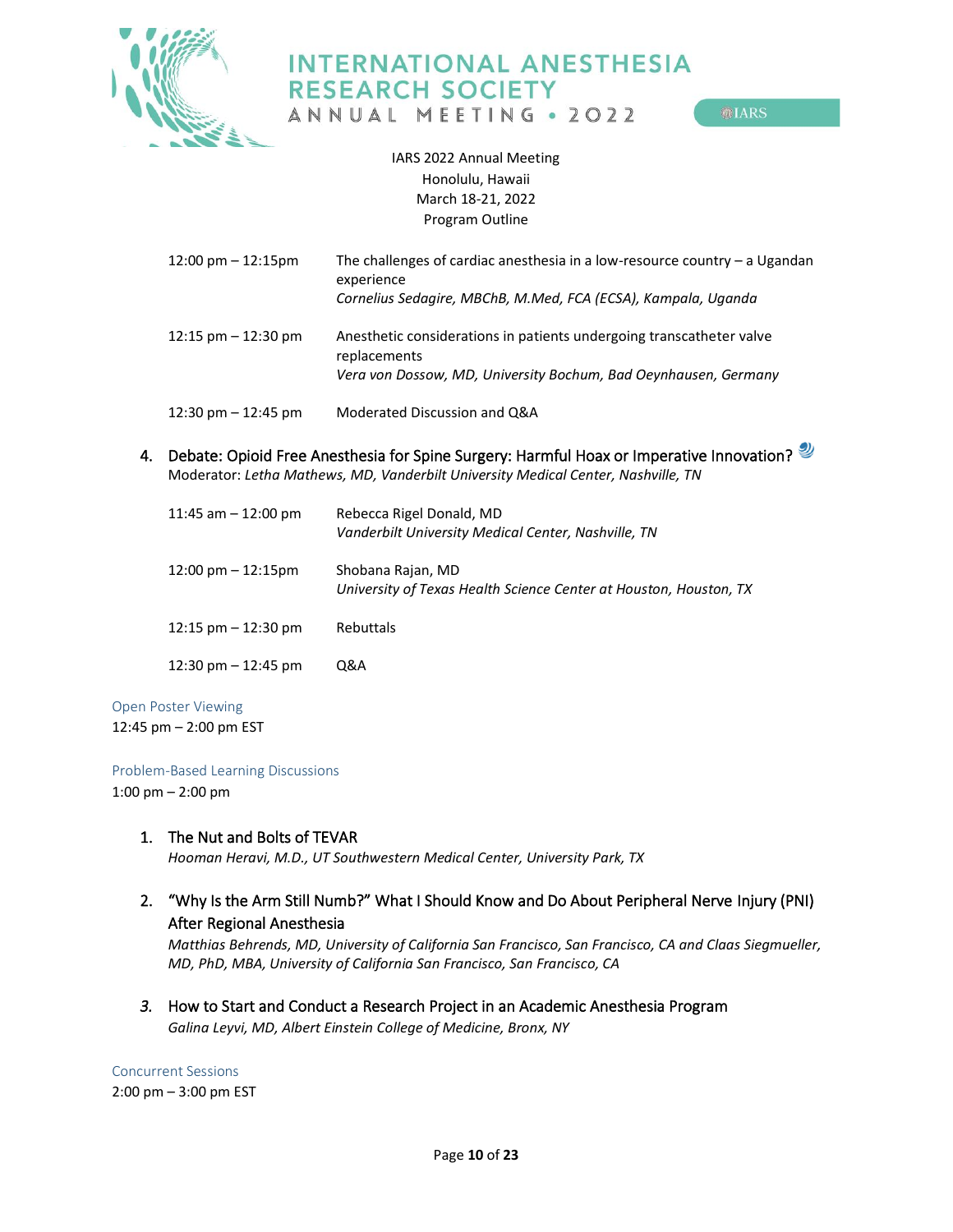IARS 2022 Annual Meeting
Honolulu, Hawaii
March 18-21, 2022
Program Outline

| | |
|---|---|
| 12:00 pm – 12:15pm | The challenges of cardiac anesthesia in a low-resource country – a Ugandan experience<br>*Cornelius Sedagire, MBChB, M.Med, FCA (ECSA), Kampala, Uganda* |
| 12:15 pm – 12:30 pm | Anesthetic considerations in patients undergoing transcatheter valve replacements<br>*Vera von Dossow, MD, University Bochum, Bad Oeynhausen, Germany* |
| 12:30 pm – 12:45 pm | Moderated Discussion and Q&A |

4. Debate: Opioid Free Anesthesia for Spine Surgery: Harmful Hoax or Imperative Innovation?
   Moderator: *Letha Mathews, MD, Vanderbilt University Medical Center, Nashville, TN*

| | |
|---|---|
| 11:45 am – 12:00 pm | Rebecca Rigel Donald, MD<br>*Vanderbilt University Medical Center, Nashville, TN* |
| 12:00 pm – 12:15pm | Shobana Rajan, MD<br>*University of Texas Health Science Center at Houston, Houston, TX* |
| 12:15 pm – 12:30 pm | Rebuttals |
| 12:30 pm – 12:45 pm | Q&A |

Open Poster Viewing
12:45 pm – 2:00 pm EST

Problem-Based Learning Discussions
1:00 pm – 2:00 pm

1. The Nut and Bolts of TEVAR
   *Hooman Heravi, M.D., UT Southwestern Medical Center, University Park, TX*

2. "Why Is the Arm Still Numb?" What I Should Know and Do About Peripheral Nerve Injury (PNI) After Regional Anesthesia
   *Matthias Behrends, MD, University of California San Francisco, San Francisco, CA and Claas Siegmueller, MD, PhD, MBA, University of California San Francisco, San Francisco, CA*

3. How to Start and Conduct a Research Project in an Academic Anesthesia Program
   *Galina Leyvi, MD, Albert Einstein College of Medicine, Bronx, NY*

Concurrent Sessions
2:00 pm – 3:00 pm EST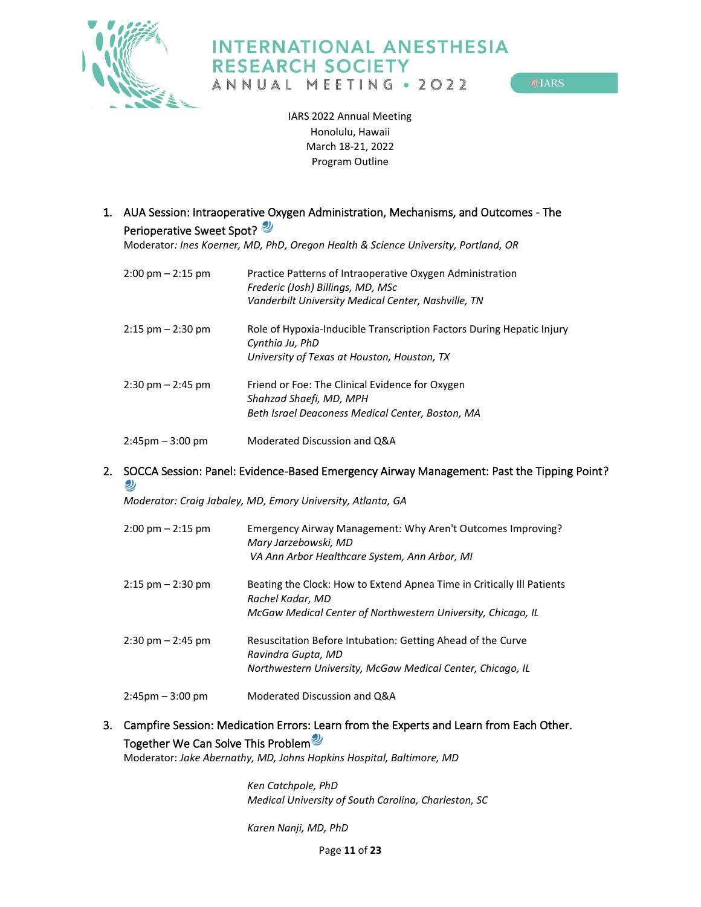# INTERNATIONAL ANESTHESIA RESEARCH SOCIETY
ANNUAL MEETING • 2022

IARS 2022 Annual Meeting
Honolulu, Hawaii
March 18-21, 2022
Program Outline

1. AUA Session: Intraoperative Oxygen Administration, Mechanisms, and Outcomes - The Perioperative Sweet Spot?
   Moderator: *Ines Koerner, MD, PhD, Oregon Health & Science University, Portland, OR*

| | |
|---|---|
| 2:00 pm – 2:15 pm | Practice Patterns of Intraoperative Oxygen Administration<br>*Frederic (Josh) Billings, MD, MSc*<br>*Vanderbilt University Medical Center, Nashville, TN* |
| 2:15 pm – 2:30 pm | Role of Hypoxia-Inducible Transcription Factors During Hepatic Injury<br>*Cynthia Ju, PhD*<br>*University of Texas at Houston, Houston, TX* |
| 2:30 pm – 2:45 pm | Friend or Foe: The Clinical Evidence for Oxygen<br>*Shahzad Shaefi, MD, MPH*<br>*Beth Israel Deaconess Medical Center, Boston, MA* |
| 2:45pm – 3:00 pm | Moderated Discussion and Q&A |

2. SOCCA Session: Panel: Evidence-Based Emergency Airway Management: Past the Tipping Point?
   *Moderator: Craig Jabaley, MD, Emory University, Atlanta, GA*

| | |
|---|---|
| 2:00 pm – 2:15 pm | Emergency Airway Management: Why Aren't Outcomes Improving?<br>*Mary Jarzebowski, MD*<br>*VA Ann Arbor Healthcare System, Ann Arbor, MI* |
| 2:15 pm – 2:30 pm | Beating the Clock: How to Extend Apnea Time in Critically Ill Patients<br>*Rachel Kadar, MD*<br>*McGaw Medical Center of Northwestern University, Chicago, IL* |
| 2:30 pm – 2:45 pm | Resuscitation Before Intubation: Getting Ahead of the Curve<br>*Ravindra Gupta, MD*<br>*Northwestern University, McGaw Medical Center, Chicago, IL* |
| 2:45pm – 3:00 pm | Moderated Discussion and Q&A |

3. Campfire Session: Medication Errors: Learn from the Experts and Learn from Each Other. Together We Can Solve This Problem
   Moderator: *Jake Abernathy, MD, Johns Hopkins Hospital, Baltimore, MD*

   *Ken Catchpole, PhD*
   *Medical University of South Carolina, Charleston, SC*

   *Karen Nanji, MD, PhD*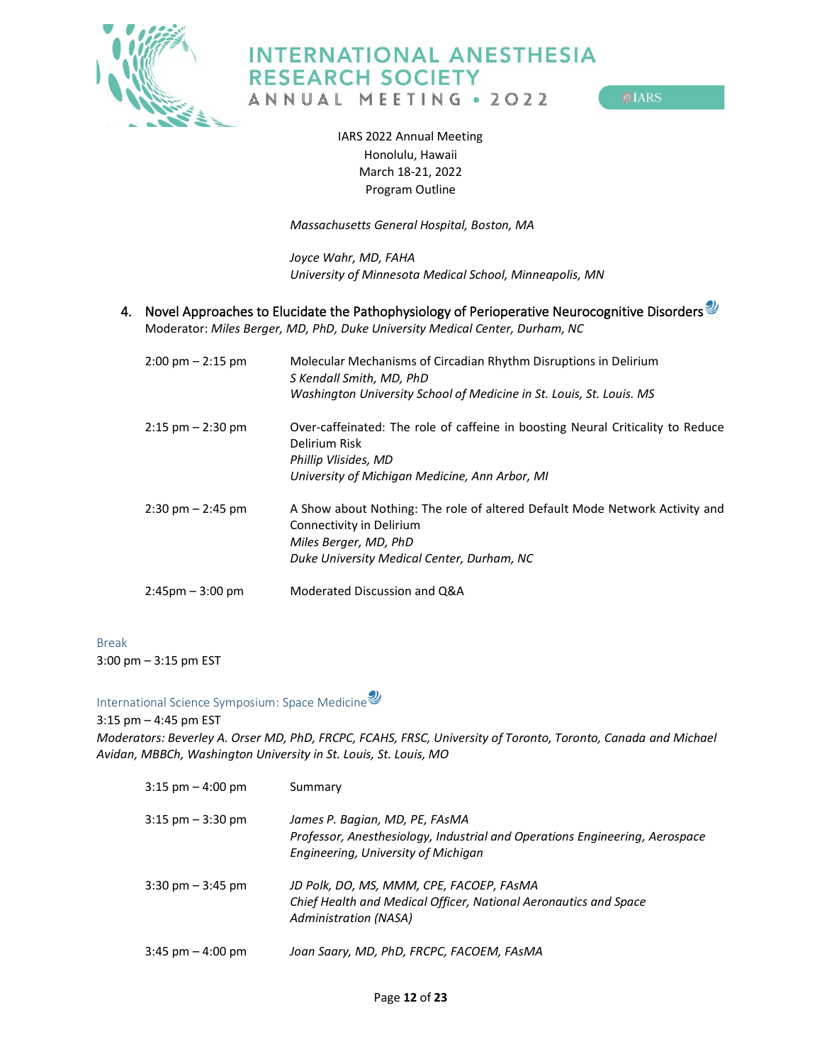IARS 2022 Annual Meeting
Honolulu, Hawaii
March 18-21, 2022
Program Outline

*Massachusetts General Hospital, Boston, MA*

*Joyce Wahr, MD, FAHA*
*University of Minnesota Medical School, Minneapolis, MN*

4. Novel Approaches to Elucidate the Pathophysiology of Perioperative Neurocognitive Disorders
   Moderator: *Miles Berger, MD, PhD, Duke University Medical Center, Durham, NC*

| | |
|---|---|
| 2:00 pm – 2:15 pm | Molecular Mechanisms of Circadian Rhythm Disruptions in Delirium<br>*S Kendall Smith, MD, PhD*<br>*Washington University School of Medicine in St. Louis, St. Louis. MS* |
| 2:15 pm – 2:30 pm | Over-caffeinated: The role of caffeine in boosting Neural Criticality to Reduce Delirium Risk<br>*Phillip Vlisides, MD*<br>*University of Michigan Medicine, Ann Arbor, MI* |
| 2:30 pm – 2:45 pm | A Show about Nothing: The role of altered Default Mode Network Activity and Connectivity in Delirium<br>*Miles Berger, MD, PhD*<br>*Duke University Medical Center, Durham, NC* |
| 2:45pm – 3:00 pm | Moderated Discussion and Q&A |

Break
3:00 pm – 3:15 pm EST

International Science Symposium: Space Medicine
3:15 pm – 4:45 pm EST
*Moderators: Beverley A. Orser MD, PhD, FRCPC, FCAHS, FRSC, University of Toronto, Toronto, Canada and Michael Avidan, MBBCh, Washington University in St. Louis, St. Louis, MO*

| | |
|---|---|
| 3:15 pm – 4:00 pm | Summary |
| 3:15 pm – 3:30 pm | *James P. Bagian, MD, PE, FAsMA*<br>*Professor, Anesthesiology, Industrial and Operations Engineering, Aerospace Engineering, University of Michigan* |
| 3:30 pm – 3:45 pm | *JD Polk, DO, MS, MMM, CPE, FACOEP, FAsMA*<br>*Chief Health and Medical Officer, National Aeronautics and Space Administration (NASA)* |
| 3:45 pm – 4:00 pm | *Joan Saary, MD, PhD, FRCPC, FACOEM, FAsMA* |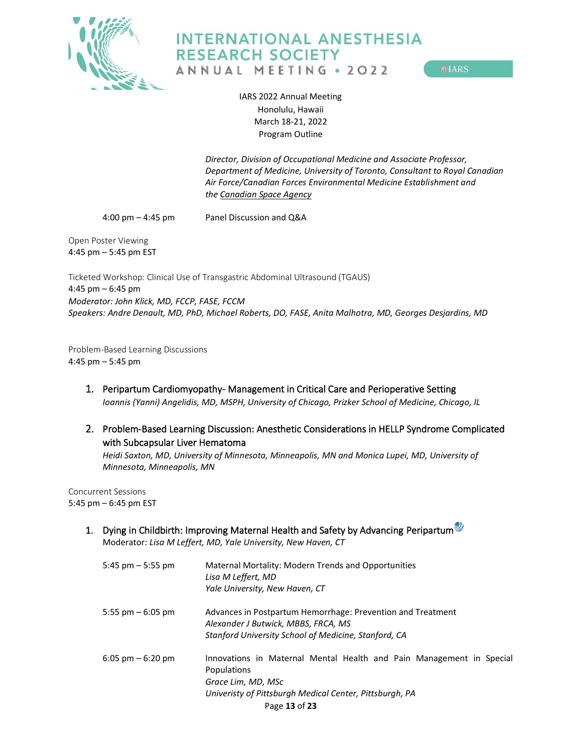*Director, Division of Occupational Medicine and Associate Professor, Department of Medicine, University of Toronto, Consultant to Royal Canadian Air Force/Canadian Forces Environmental Medicine Establishment and the Canadian Space Agency*

4:00 pm – 4:45 pm Panel Discussion and Q&A

Open Poster Viewing
4:45 pm – 5:45 pm EST

Ticketed Workshop: Clinical Use of Transgastric Abdominal Ultrasound (TGAUS)
4:45 pm – 6:45 pm
*Moderator: John Klick, MD, FCCP, FASE, FCCM*
*Speakers: Andre Denault, MD, PhD, Michael Roberts, DO, FASE, Anita Malhotra, MD, Georges Desjardins, MD*

Problem-Based Learning Discussions
4:45 pm – 5:45 pm

1. Peripartum Cardiomyopathy- Management in Critical Care and Perioperative Setting
   *Ioannis (Yanni) Angelidis, MD, MSPH, University of Chicago, Prizker School of Medicine, Chicago, IL*

2. Problem-Based Learning Discussion: Anesthetic Considerations in HELLP Syndrome Complicated with Subcapsular Liver Hematoma
   *Heidi Saxton, MD, University of Minnesota, Minneapolis, MN and Monica Lupei, MD, University of Minnesota, Minneapolis, MN*

Concurrent Sessions
5:45 pm – 6:45 pm EST

1. Dying in Childbirth: Improving Maternal Health and Safety by Advancing Peripartum
   Moderator: *Lisa M Leffert, MD, Yale University, New Haven, CT*

   5:45 pm – 5:55 pm Maternal Mortality: Modern Trends and Opportunities
   *Lisa M Leffert, MD*
   *Yale University, New Haven, CT*

   5:55 pm – 6:05 pm Advances in Postpartum Hemorrhage: Prevention and Treatment
   *Alexander J Butwick, MBBS, FRCA, MS*
   *Stanford University School of Medicine, Stanford, CA*

   6:05 pm – 6:20 pm Innovations in Maternal Mental Health and Pain Management in Special Populations
   *Grace Lim, MD, MSc*
   *Univeristy of Pittsburgh Medical Center, Pittsburgh, PA*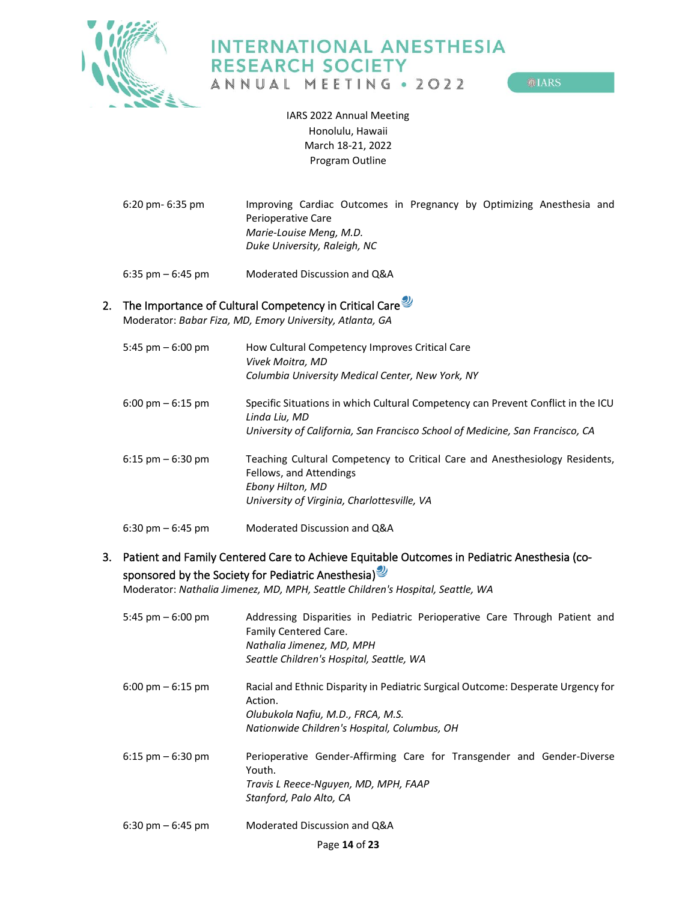IARS 2022 Annual Meeting
Honolulu, Hawaii
March 18-21, 2022
Program Outline

| | |
|---|---|
| 6:20 pm- 6:35 pm | Improving Cardiac Outcomes in Pregnancy by Optimizing Anesthesia and Perioperative Care<br>*Marie-Louise Meng, M.D.*<br>*Duke University, Raleigh, NC* |
| 6:35 pm – 6:45 pm | Moderated Discussion and Q&A |

2. The Importance of Cultural Competency in Critical Care
   Moderator: *Babar Fiza, MD, Emory University, Atlanta, GA*

| | |
|---|---|
| 5:45 pm – 6:00 pm | How Cultural Competency Improves Critical Care<br>*Vivek Moitra, MD*<br>*Columbia University Medical Center, New York, NY* |
| 6:00 pm – 6:15 pm | Specific Situations in which Cultural Competency can Prevent Conflict in the ICU<br>*Linda Liu, MD*<br>*University of California, San Francisco School of Medicine, San Francisco, CA* |
| 6:15 pm – 6:30 pm | Teaching Cultural Competency to Critical Care and Anesthesiology Residents, Fellows, and Attendings<br>*Ebony Hilton, MD*<br>*University of Virginia, Charlottesville, VA* |
| 6:30 pm – 6:45 pm | Moderated Discussion and Q&A |

3. Patient and Family Centered Care to Achieve Equitable Outcomes in Pediatric Anesthesia (co-sponsored by the Society for Pediatric Anesthesia)
   Moderator: *Nathalia Jimenez, MD, MPH, Seattle Children's Hospital, Seattle, WA*

| | |
|---|---|
| 5:45 pm – 6:00 pm | Addressing Disparities in Pediatric Perioperative Care Through Patient and Family Centered Care.<br>*Nathalia Jimenez, MD, MPH*<br>*Seattle Children's Hospital, Seattle, WA* |
| 6:00 pm – 6:15 pm | Racial and Ethnic Disparity in Pediatric Surgical Outcome: Desperate Urgency for Action.<br>*Olubukola Nafiu, M.D., FRCA, M.S.*<br>*Nationwide Children's Hospital, Columbus, OH* |
| 6:15 pm – 6:30 pm | Perioperative Gender-Affirming Care for Transgender and Gender-Diverse Youth.<br>*Travis L Reece-Nguyen, MD, MPH, FAAP*<br>*Stanford, Palo Alto, CA* |
| 6:30 pm – 6:45 pm | Moderated Discussion and Q&A |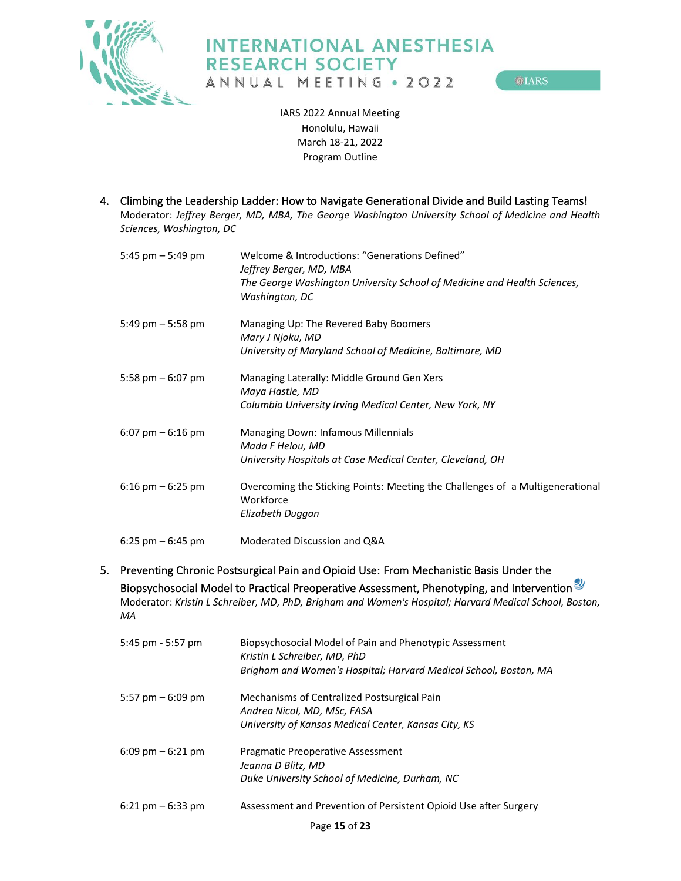IARS 2022 Annual Meeting
Honolulu, Hawaii
March 18-21, 2022
Program Outline

4. Climbing the Leadership Ladder: How to Navigate Generational Divide and Build Lasting Teams!
   Moderator: *Jeffrey Berger, MD, MBA, The George Washington University School of Medicine and Health Sciences, Washington, DC*

| | |
|---|---|
| 5:45 pm – 5:49 pm | Welcome & Introductions: "Generations Defined"<br>*Jeffrey Berger, MD, MBA*<br>*The George Washington University School of Medicine and Health Sciences, Washington, DC* |
| 5:49 pm – 5:58 pm | Managing Up: The Revered Baby Boomers<br>*Mary J Njoku, MD*<br>*University of Maryland School of Medicine, Baltimore, MD* |
| 5:58 pm – 6:07 pm | Managing Laterally: Middle Ground Gen Xers<br>*Maya Hastie, MD*<br>*Columbia University Irving Medical Center, New York, NY* |
| 6:07 pm – 6:16 pm | Managing Down: Infamous Millennials<br>*Mada F Helou, MD*<br>*University Hospitals at Case Medical Center, Cleveland, OH* |
| 6:16 pm – 6:25 pm | Overcoming the Sticking Points: Meeting the Challenges of a Multigenerational Workforce<br>*Elizabeth Duggan* |
| 6:25 pm – 6:45 pm | Moderated Discussion and Q&A |

5. Preventing Chronic Postsurgical Pain and Opioid Use: From Mechanistic Basis Under the Biopsychosocial Model to Practical Preoperative Assessment, Phenotyping, and Intervention
   Moderator: *Kristin L Schreiber, MD, PhD, Brigham and Women's Hospital; Harvard Medical School, Boston, MA*

| | |
|---|---|
| 5:45 pm - 5:57 pm | Biopsychosocial Model of Pain and Phenotypic Assessment<br>*Kristin L Schreiber, MD, PhD*<br>*Brigham and Women's Hospital; Harvard Medical School, Boston, MA* |
| 5:57 pm – 6:09 pm | Mechanisms of Centralized Postsurgical Pain<br>*Andrea Nicol, MD, MSc, FASA*<br>*University of Kansas Medical Center, Kansas City, KS* |
| 6:09 pm – 6:21 pm | Pragmatic Preoperative Assessment<br>*Jeanna D Blitz, MD*<br>*Duke University School of Medicine, Durham, NC* |
| 6:21 pm – 6:33 pm | Assessment and Prevention of Persistent Opioid Use after Surgery |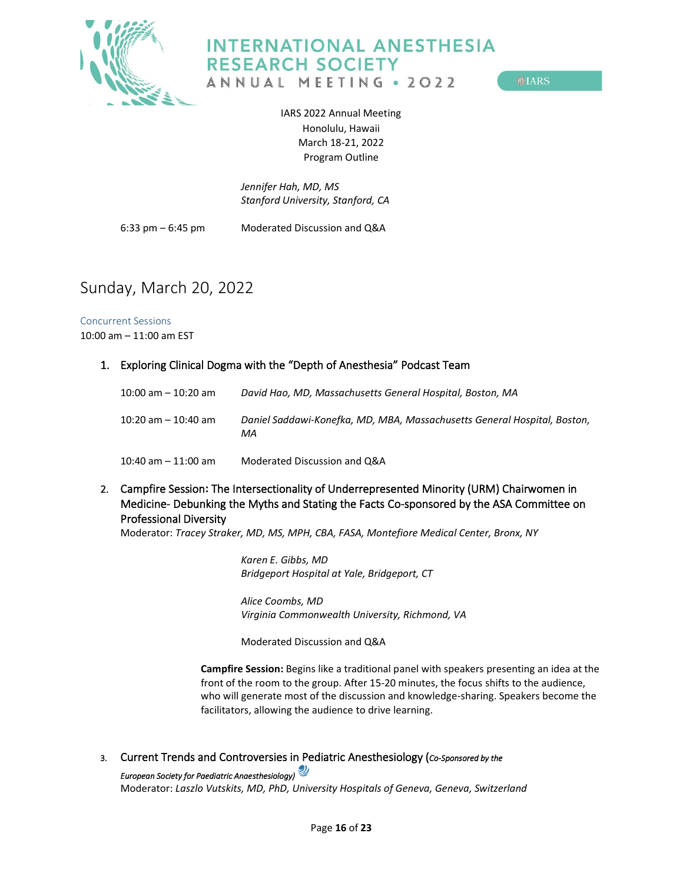*Jennifer Hah, MD, MS*
*Stanford University, Stanford, CA*

6:33 pm – 6:45 pm Moderated Discussion and Q&A

## Sunday, March 20, 2022

### Concurrent Sessions

10:00 am – 11:00 am EST

1. Exploring Clinical Dogma with the "Depth of Anesthesia" Podcast Team

   10:00 am – 10:20 am *David Hao, MD, Massachusetts General Hospital, Boston, MA*

   10:20 am – 10:40 am *Daniel Saddawi-Konefka, MD, MBA, Massachusetts General Hospital, Boston, MA*

   10:40 am – 11:00 am Moderated Discussion and Q&A

2. Campfire Session: The Intersectionality of Underrepresented Minority (URM) Chairwomen in Medicine- Debunking the Myths and Stating the Facts Co-sponsored by the ASA Committee on Professional Diversity
   Moderator: *Tracey Straker, MD, MS, MPH, CBA, FASA, Montefiore Medical Center, Bronx, NY*

   *Karen E. Gibbs, MD*
   *Bridgeport Hospital at Yale, Bridgeport, CT*

   *Alice Coombs, MD*
   *Virginia Commonwealth University, Richmond, VA*

   Moderated Discussion and Q&A

   **Campfire Session:** Begins like a traditional panel with speakers presenting an idea at the front of the room to the group. After 15-20 minutes, the focus shifts to the audience, who will generate most of the discussion and knowledge-sharing. Speakers become the facilitators, allowing the audience to drive learning.

3. Current Trends and Controversies in Pediatric Anesthesiology (*Co-Sponsored by the European Society for Paediatric Anaesthesiology)*
   Moderator: *Laszlo Vutskits, MD, PhD, University Hospitals of Geneva, Geneva, Switzerland*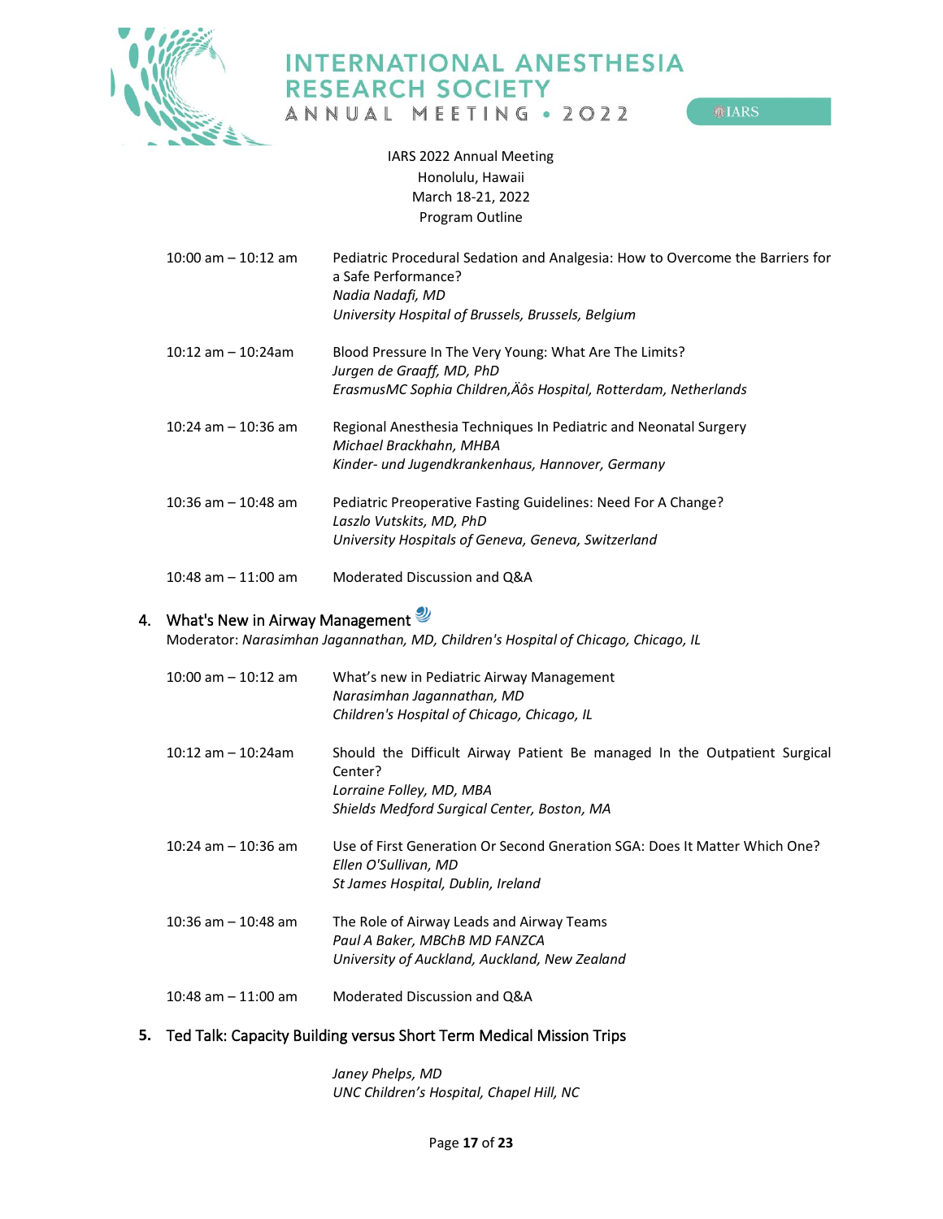IARS 2022 Annual Meeting
Honolulu, Hawaii
March 18-21, 2022
Program Outline

| | |
|---|---|
| 10:00 am – 10:12 am | Pediatric Procedural Sedation and Analgesia: How to Overcome the Barriers for a Safe Performance?<br>*Nadia Nadafi, MD*<br>*University Hospital of Brussels, Brussels, Belgium* |
| 10:12 am – 10:24am | Blood Pressure In The Very Young: What Are The Limits?<br>*Jurgen de Graaff, MD, PhD*<br>*ErasmusMC Sophia Children‚Äôs Hospital, Rotterdam, Netherlands* |
| 10:24 am – 10:36 am | Regional Anesthesia Techniques In Pediatric and Neonatal Surgery<br>*Michael Brackhahn, MHBA*<br>*Kinder- und Jugendkrankenhaus, Hannover, Germany* |
| 10:36 am – 10:48 am | Pediatric Preoperative Fasting Guidelines: Need For A Change?<br>*Laszlo Vutskits, MD, PhD*<br>*University Hospitals of Geneva, Geneva, Switzerland* |
| 10:48 am – 11:00 am | Moderated Discussion and Q&A |

## 4. What's New in Airway Management

Moderator: *Narasimhan Jagannathan, MD, Children's Hospital of Chicago, Chicago, IL*

| | |
|---|---|
| 10:00 am – 10:12 am | What's new in Pediatric Airway Management<br>*Narasimhan Jagannathan, MD*<br>*Children's Hospital of Chicago, Chicago, IL* |
| 10:12 am – 10:24am | Should the Difficult Airway Patient Be managed In the Outpatient Surgical Center?<br>*Lorraine Folley, MD, MBA*<br>*Shields Medford Surgical Center, Boston, MA* |
| 10:24 am – 10:36 am | Use of First Generation Or Second Gneration SGA: Does It Matter Which One?<br>*Ellen O'Sullivan, MD*<br>*St James Hospital, Dublin, Ireland* |
| 10:36 am – 10:48 am | The Role of Airway Leads and Airway Teams<br>*Paul A Baker, MBChB MD FANZCA*<br>*University of Auckland, Auckland, New Zealand* |
| 10:48 am – 11:00 am | Moderated Discussion and Q&A |

## 5. Ted Talk: Capacity Building versus Short Term Medical Mission Trips

*Janey Phelps, MD*
*UNC Children's Hospital, Chapel Hill, NC*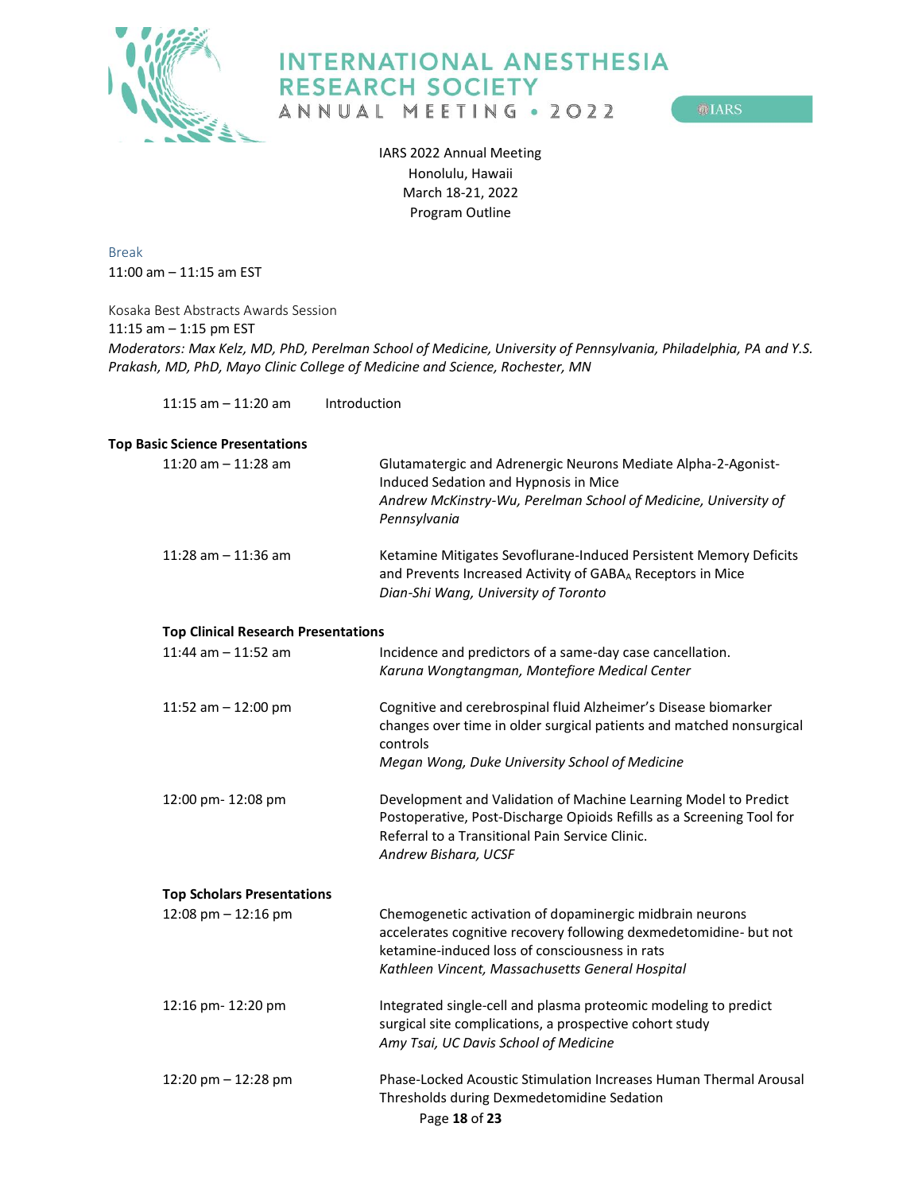IARS 2022 Annual Meeting
Honolulu, Hawaii
March 18-21, 2022
Program Outline

Break
11:00 am – 11:15 am EST

Kosaka Best Abstracts Awards Session
11:15 am – 1:15 pm EST
*Moderators: Max Kelz, MD, PhD, Perelman School of Medicine, University of Pennsylvania, Philadelphia, PA and Y.S. Prakash, MD, PhD, Mayo Clinic College of Medicine and Science, Rochester, MN*

11:15 am – 11:20 am Introduction

**Top Basic Science Presentations**

11:20 am – 11:28 am
Glutamatergic and Adrenergic Neurons Mediate Alpha-2-Agonist-Induced Sedation and Hypnosis in Mice
*Andrew McKinstry-Wu, Perelman School of Medicine, University of Pennsylvania*

11:28 am – 11:36 am
Ketamine Mitigates Sevoflurane-Induced Persistent Memory Deficits and Prevents Increased Activity of $GABA_A$ Receptors in Mice
*Dian-Shi Wang, University of Toronto*

**Top Clinical Research Presentations**

11:44 am – 11:52 am
Incidence and predictors of a same-day case cancellation.
*Karuna Wongtangman, Montefiore Medical Center*

11:52 am – 12:00 pm
Cognitive and cerebrospinal fluid Alzheimer's Disease biomarker changes over time in older surgical patients and matched nonsurgical controls
*Megan Wong, Duke University School of Medicine*

12:00 pm- 12:08 pm
Development and Validation of Machine Learning Model to Predict Postoperative, Post-Discharge Opioids Refills as a Screening Tool for Referral to a Transitional Pain Service Clinic.
*Andrew Bishara, UCSF*

**Top Scholars Presentations**

12:08 pm – 12:16 pm
Chemogenetic activation of dopaminergic midbrain neurons accelerates cognitive recovery following dexmedetomidine- but not ketamine-induced loss of consciousness in rats
*Kathleen Vincent, Massachusetts General Hospital*

12:16 pm- 12:20 pm
Integrated single-cell and plasma proteomic modeling to predict surgical site complications, a prospective cohort study
*Amy Tsai, UC Davis School of Medicine*

12:20 pm – 12:28 pm
Phase-Locked Acoustic Stimulation Increases Human Thermal Arousal Thresholds during Dexmedetomidine Sedation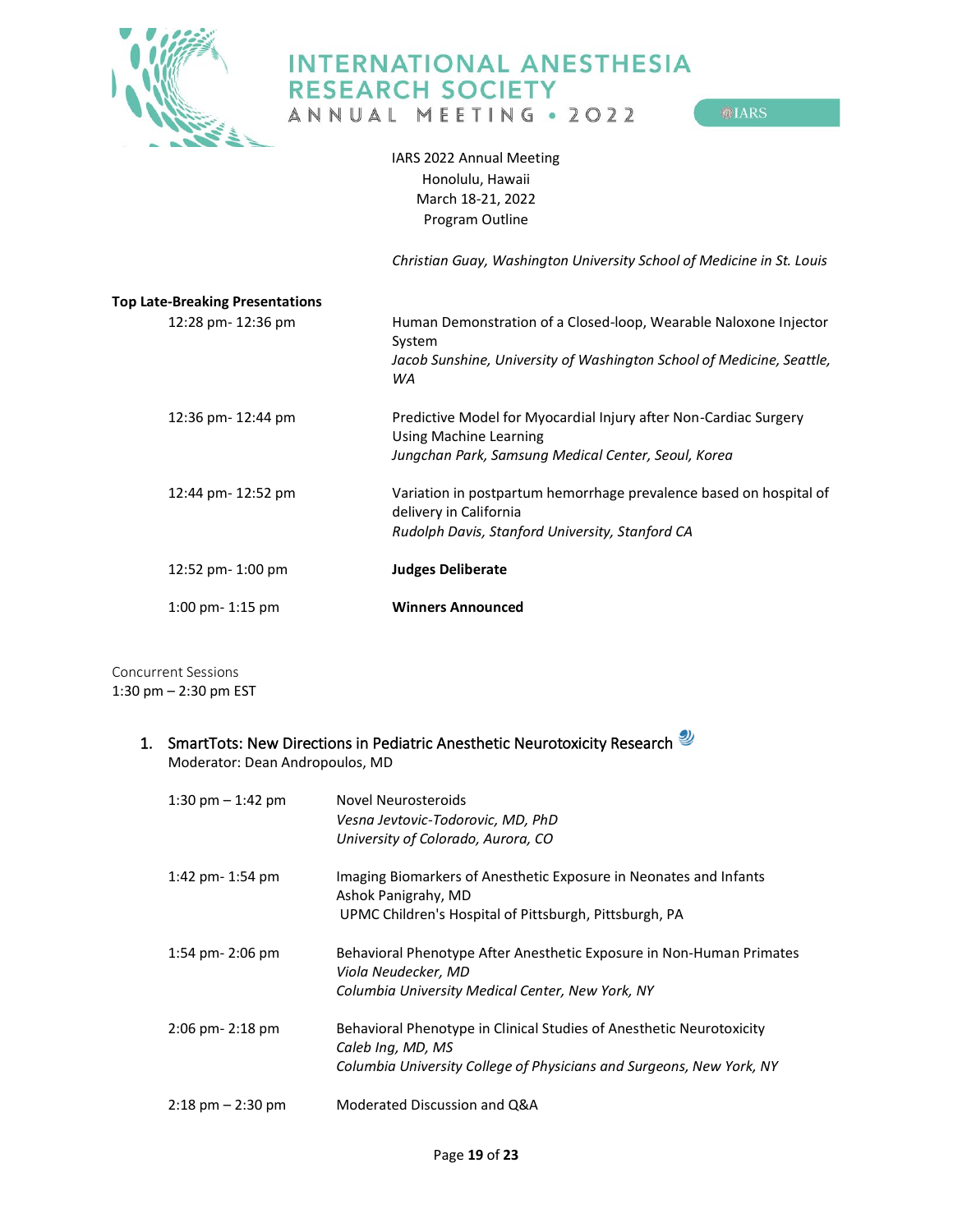IARS 2022 Annual Meeting
Honolulu, Hawaii
March 18-21, 2022
Program Outline

*Christian Guay, Washington University School of Medicine in St. Louis*

**Top Late-Breaking Presentations**

12:28 pm- 12:36 pm — Human Demonstration of a Closed-loop, Wearable Naloxone Injector System
*Jacob Sunshine, University of Washington School of Medicine, Seattle, WA*

12:36 pm- 12:44 pm — Predictive Model for Myocardial Injury after Non-Cardiac Surgery Using Machine Learning
*Jungchan Park, Samsung Medical Center, Seoul, Korea*

12:44 pm- 12:52 pm — Variation in postpartum hemorrhage prevalence based on hospital of delivery in California
*Rudolph Davis, Stanford University, Stanford CA*

12:52 pm- 1:00 pm — **Judges Deliberate**

1:00 pm- 1:15 pm — **Winners Announced**

Concurrent Sessions
1:30 pm – 2:30 pm EST

1. SmartTots: New Directions in Pediatric Anesthetic Neurotoxicity Research
   Moderator: Dean Andropoulos, MD

1:30 pm – 1:42 pm — Novel Neurosteroids
*Vesna Jevtovic-Todorovic, MD, PhD*
*University of Colorado, Aurora, CO*

1:42 pm- 1:54 pm — Imaging Biomarkers of Anesthetic Exposure in Neonates and Infants
Ashok Panigrahy, MD
UPMC Children's Hospital of Pittsburgh, Pittsburgh, PA

1:54 pm- 2:06 pm — Behavioral Phenotype After Anesthetic Exposure in Non-Human Primates
*Viola Neudecker, MD*
*Columbia University Medical Center, New York, NY*

2:06 pm- 2:18 pm — Behavioral Phenotype in Clinical Studies of Anesthetic Neurotoxicity
*Caleb Ing, MD, MS*
*Columbia University College of Physicians and Surgeons, New York, NY*

2:18 pm – 2:30 pm — Moderated Discussion and Q&A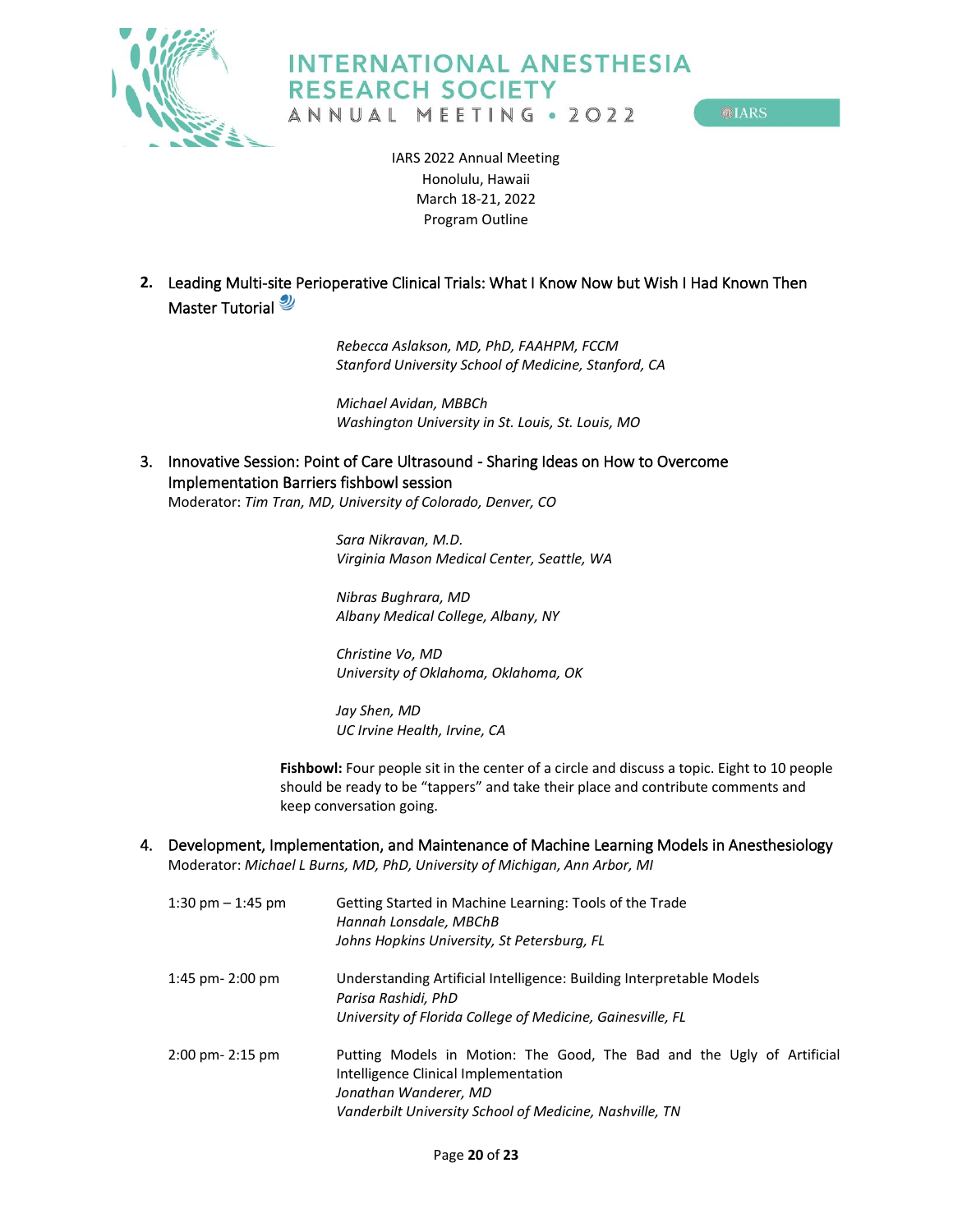2. Leading Multi-site Perioperative Clinical Trials: What I Know Now but Wish I Had Known Then Master Tutorial

*Rebecca Aslakson, MD, PhD, FAAHPM, FCCM*
*Stanford University School of Medicine, Stanford, CA*

*Michael Avidan, MBBCh*
*Washington University in St. Louis, St. Louis, MO*

3. Innovative Session: Point of Care Ultrasound - Sharing Ideas on How to Overcome Implementation Barriers fishbowl session
Moderator: *Tim Tran, MD, University of Colorado, Denver, CO*

*Sara Nikravan, M.D.*
*Virginia Mason Medical Center, Seattle, WA*

*Nibras Bughrara, MD*
*Albany Medical College, Albany, NY*

*Christine Vo, MD*
*University of Oklahoma, Oklahoma, OK*

*Jay Shen, MD*
*UC Irvine Health, Irvine, CA*

**Fishbowl:** Four people sit in the center of a circle and discuss a topic. Eight to 10 people should be ready to be "tappers" and take their place and contribute comments and keep conversation going.

4. Development, Implementation, and Maintenance of Machine Learning Models in Anesthesiology
Moderator: *Michael L Burns, MD, PhD, University of Michigan, Ann Arbor, MI*

1:30 pm – 1:45 pm — Getting Started in Machine Learning: Tools of the Trade
*Hannah Lonsdale, MBChB*
*Johns Hopkins University, St Petersburg, FL*

1:45 pm- 2:00 pm — Understanding Artificial Intelligence: Building Interpretable Models
*Parisa Rashidi, PhD*
*University of Florida College of Medicine, Gainesville, FL*

2:00 pm- 2:15 pm — Putting Models in Motion: The Good, The Bad and the Ugly of Artificial Intelligence Clinical Implementation
*Jonathan Wanderer, MD*
*Vanderbilt University School of Medicine, Nashville, TN*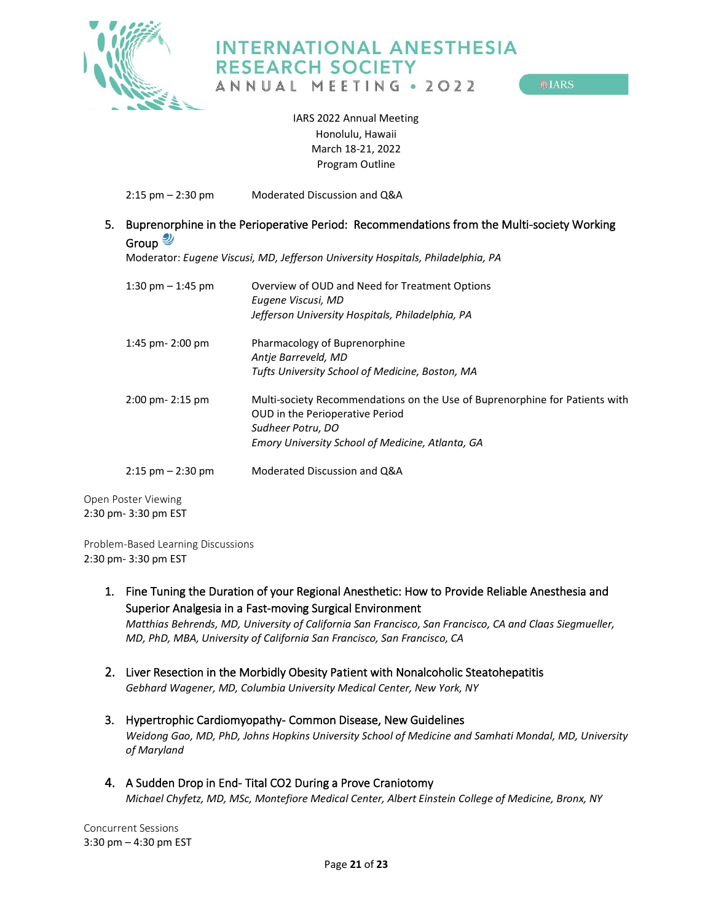2:15 pm – 2:30 pm Moderated Discussion and Q&A

5. Buprenorphine in the Perioperative Period: Recommendations from the Multi-society Working Group

Moderator: *Eugene Viscusi, MD, Jefferson University Hospitals, Philadelphia, PA*

| | |
|---|---|
| 1:30 pm – 1:45 pm | Overview of OUD and Need for Treatment Options<br>*Eugene Viscusi, MD*<br>*Jefferson University Hospitals, Philadelphia, PA* |
| 1:45 pm- 2:00 pm | Pharmacology of Buprenorphine<br>*Antje Barreveld, MD*<br>*Tufts University School of Medicine, Boston, MA* |
| 2:00 pm- 2:15 pm | Multi-society Recommendations on the Use of Buprenorphine for Patients with OUD in the Perioperative Period<br>*Sudheer Potru, DO*<br>*Emory University School of Medicine, Atlanta, GA* |
| 2:15 pm – 2:30 pm | Moderated Discussion and Q&A |

Open Poster Viewing
2:30 pm- 3:30 pm EST

Problem-Based Learning Discussions
2:30 pm- 3:30 pm EST

1. Fine Tuning the Duration of your Regional Anesthetic: How to Provide Reliable Anesthesia and Superior Analgesia in a Fast-moving Surgical Environment
   *Matthias Behrends, MD, University of California San Francisco, San Francisco, CA and Claas Siegmueller, MD, PhD, MBA, University of California San Francisco, San Francisco, CA*

2. Liver Resection in the Morbidly Obesity Patient with Nonalcoholic Steatohepatitis
   *Gebhard Wagener, MD, Columbia University Medical Center, New York, NY*

3. Hypertrophic Cardiomyopathy- Common Disease, New Guidelines
   *Weidong Gao, MD, PhD, Johns Hopkins University School of Medicine and Samhati Mondal, MD, University of Maryland*

4. A Sudden Drop in End- Tital CO2 During a Prove Craniotomy
   *Michael Chyfetz, MD, MSc, Montefiore Medical Center, Albert Einstein College of Medicine, Bronx, NY*

Concurrent Sessions
3:30 pm – 4:30 pm EST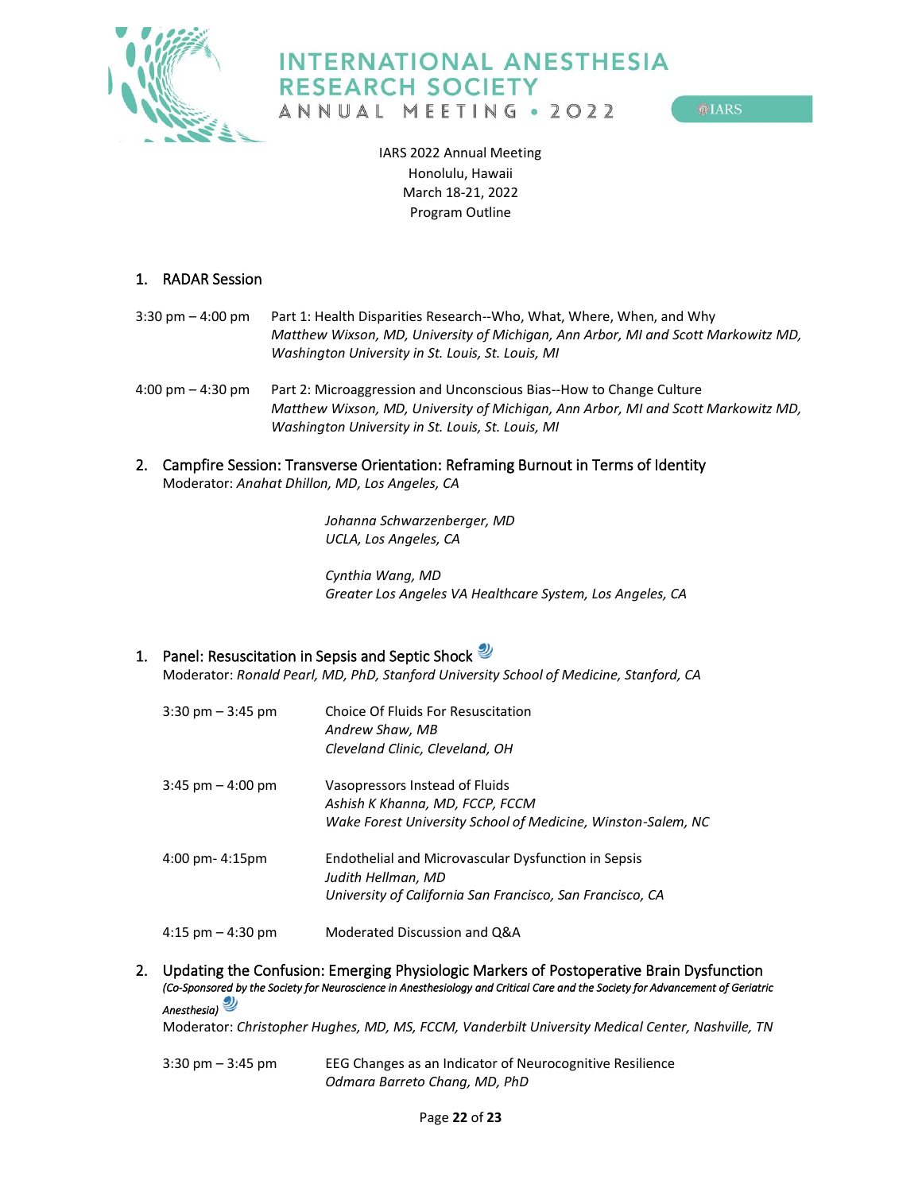IARS 2022 Annual Meeting
Honolulu, Hawaii
March 18-21, 2022
Program Outline

1. RADAR Session

3:30 pm – 4:00 pm Part 1: Health Disparities Research--Who, What, Where, When, and Why
*Matthew Wixson, MD, University of Michigan, Ann Arbor, MI and Scott Markowitz MD, Washington University in St. Louis, St. Louis, MI*

4:00 pm – 4:30 pm Part 2: Microaggression and Unconscious Bias--How to Change Culture
*Matthew Wixson, MD, University of Michigan, Ann Arbor, MI and Scott Markowitz MD, Washington University in St. Louis, St. Louis, MI*

2. Campfire Session: Transverse Orientation: Reframing Burnout in Terms of Identity
Moderator: *Anahat Dhillon, MD, Los Angeles, CA*

*Johanna Schwarzenberger, MD*
*UCLA, Los Angeles, CA*

*Cynthia Wang, MD*
*Greater Los Angeles VA Healthcare System, Los Angeles, CA*

1. Panel: Resuscitation in Sepsis and Septic Shock
Moderator: *Ronald Pearl, MD, PhD, Stanford University School of Medicine, Stanford, CA*

3:30 pm – 3:45 pm Choice Of Fluids For Resuscitation
*Andrew Shaw, MB*
*Cleveland Clinic, Cleveland, OH*

3:45 pm – 4:00 pm Vasopressors Instead of Fluids
*Ashish K Khanna, MD, FCCP, FCCM*
*Wake Forest University School of Medicine, Winston-Salem, NC*

4:00 pm- 4:15pm Endothelial and Microvascular Dysfunction in Sepsis
*Judith Hellman, MD*
*University of California San Francisco, San Francisco, CA*

4:15 pm – 4:30 pm Moderated Discussion and Q&A

2. Updating the Confusion: Emerging Physiologic Markers of Postoperative Brain Dysfunction
*(Co-Sponsored by the Society for Neuroscience in Anesthesiology and Critical Care and the Society for Advancement of Geriatric Anesthesia)*
Moderator: *Christopher Hughes, MD, MS, FCCM, Vanderbilt University Medical Center, Nashville, TN*

3:30 pm – 3:45 pm EEG Changes as an Indicator of Neurocognitive Resilience
*Odmara Barreto Chang, MD, PhD*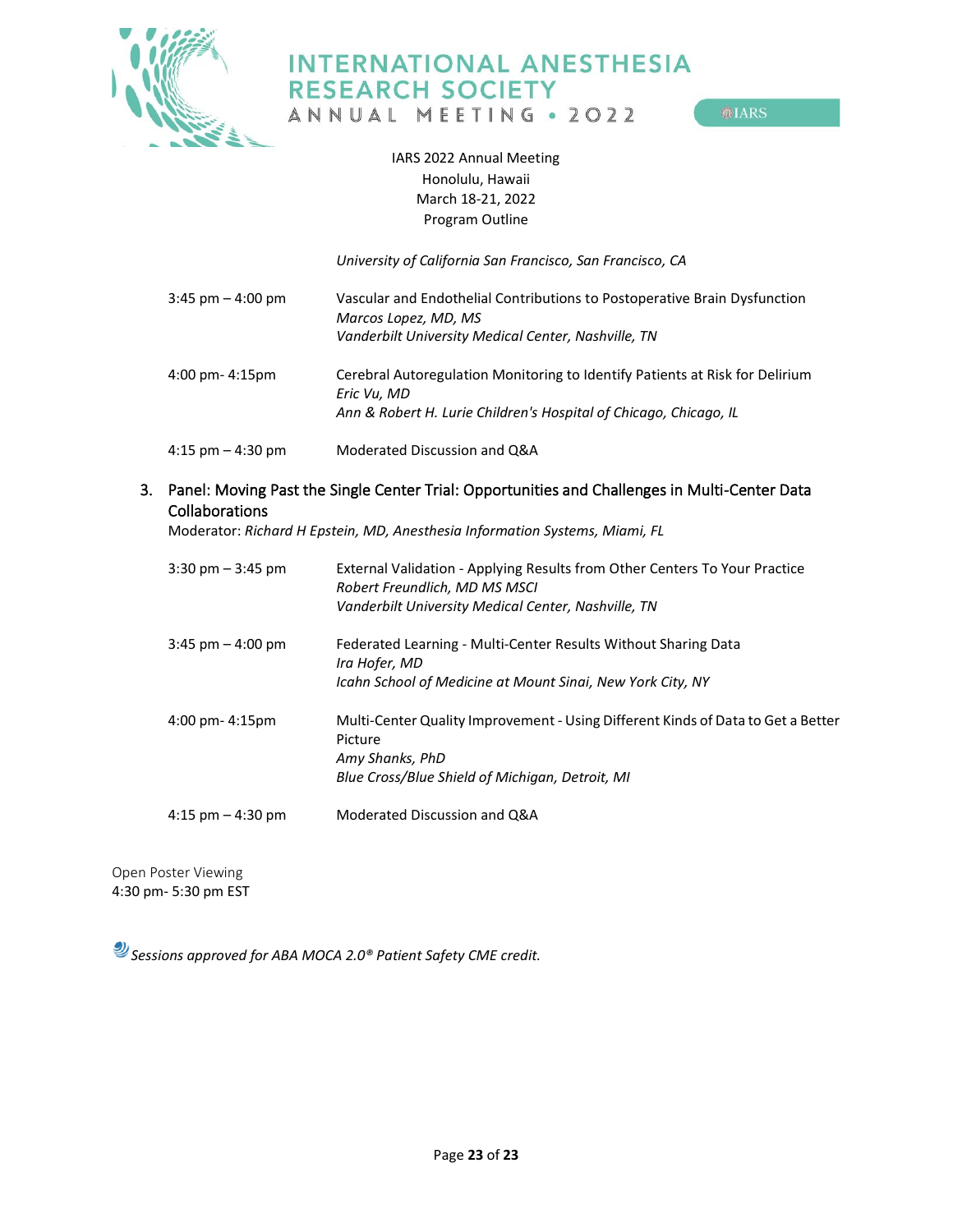IARS 2022 Annual Meeting
Honolulu, Hawaii
March 18-21, 2022
Program Outline

*University of California San Francisco, San Francisco, CA*

3:45 pm – 4:00 pm — Vascular and Endothelial Contributions to Postoperative Brain Dysfunction
*Marcos Lopez, MD, MS*
*Vanderbilt University Medical Center, Nashville, TN*

4:00 pm- 4:15pm — Cerebral Autoregulation Monitoring to Identify Patients at Risk for Delirium
*Eric Vu, MD*
*Ann & Robert H. Lurie Children's Hospital of Chicago, Chicago, IL*

4:15 pm – 4:30 pm — Moderated Discussion and Q&A

3. Panel: Moving Past the Single Center Trial: Opportunities and Challenges in Multi-Center Data Collaborations
   Moderator: *Richard H Epstein, MD, Anesthesia Information Systems, Miami, FL*

3:30 pm – 3:45 pm — External Validation - Applying Results from Other Centers To Your Practice
*Robert Freundlich, MD MS MSCI*
*Vanderbilt University Medical Center, Nashville, TN*

3:45 pm – 4:00 pm — Federated Learning - Multi-Center Results Without Sharing Data
*Ira Hofer, MD*
*Icahn School of Medicine at Mount Sinai, New York City, NY*

4:00 pm- 4:15pm — Multi-Center Quality Improvement - Using Different Kinds of Data to Get a Better Picture
*Amy Shanks, PhD*
*Blue Cross/Blue Shield of Michigan, Detroit, MI*

4:15 pm – 4:30 pm — Moderated Discussion and Q&A

Open Poster Viewing
4:30 pm- 5:30 pm EST

*Sessions approved for ABA MOCA 2.0® Patient Safety CME credit.*